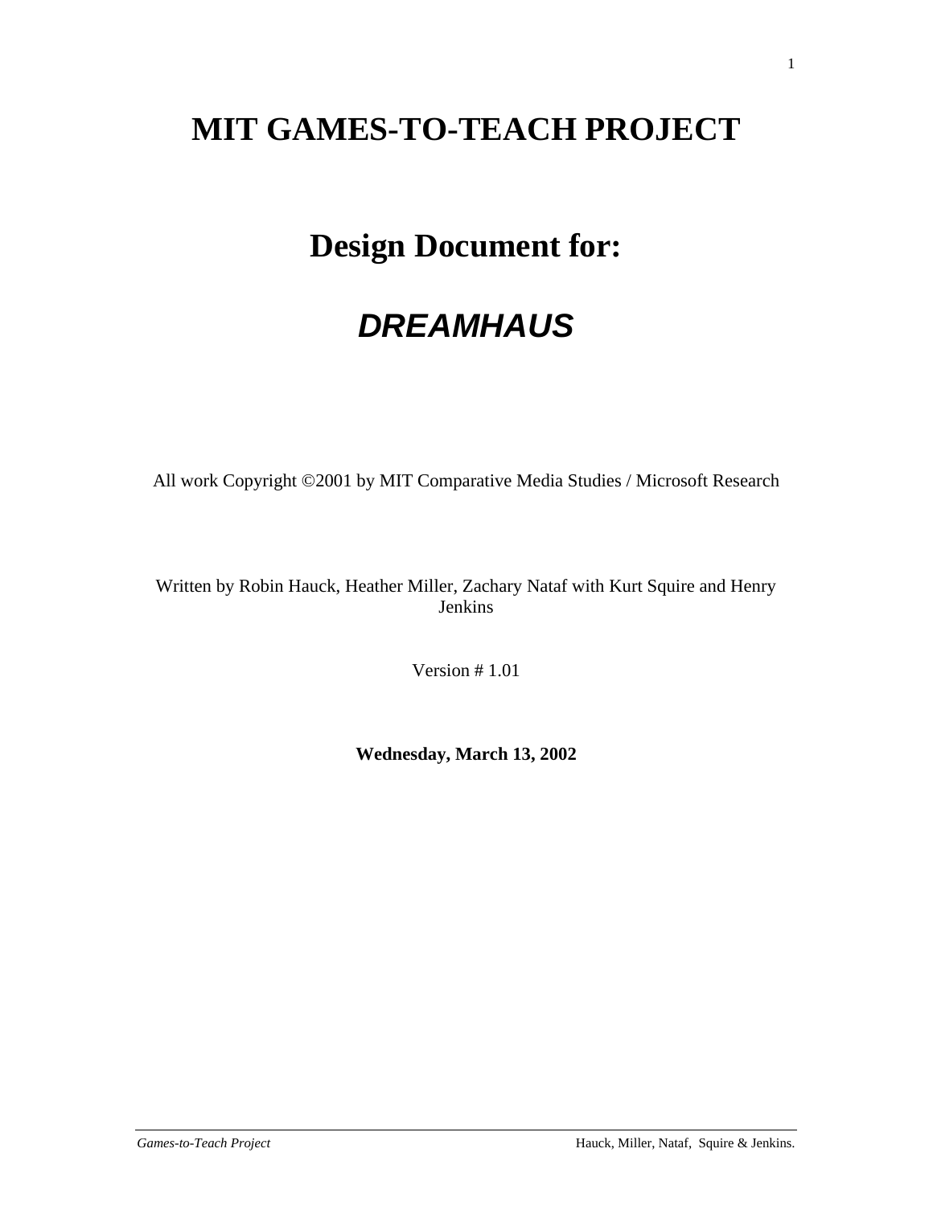# MIT GAMES-TO-TEACH PROJECT

# Design Document for:

# *DREAMHAUS*

All work Copyright ©2001 by MIT Comparative Media Studies / Microsoft Research

Written by Robin Hauck, Heather Miller, Zachary Nataf with Kurt Squire and Henry Jenkins

Version # 1.01

**Wednesday, March 13, 2002**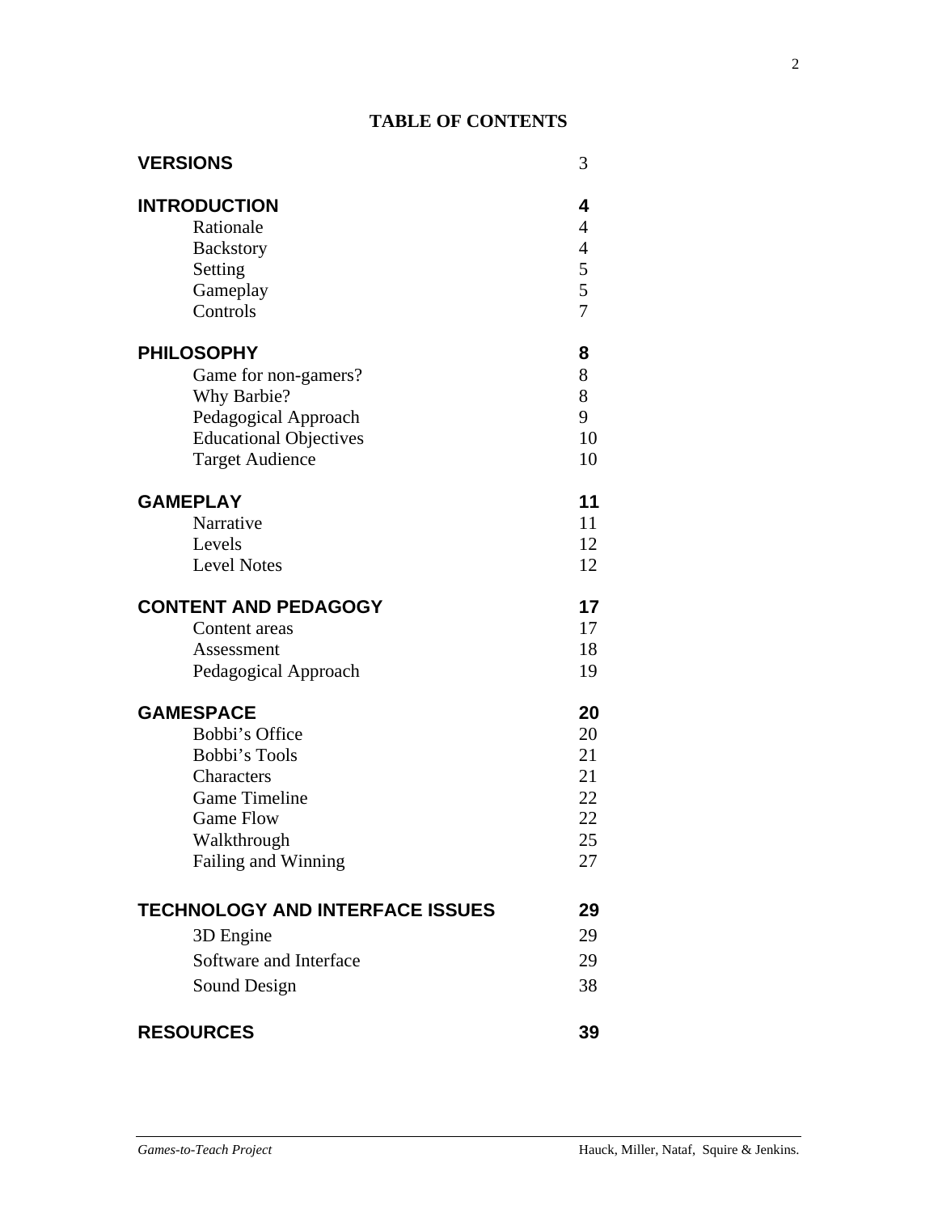# TABLE OF CONTENTS

| | |
|---|---|
| **VERSIONS** | 3 |
| **INTRODUCTION** | **4** |
| Rationale | 4 |
| Backstory | 4 |
| Setting | 5 |
| Gameplay | 5 |
| Controls | 7 |
| **PHILOSOPHY** | **8** |
| Game for non-gamers? | 8 |
| Why Barbie? | 8 |
| Pedagogical Approach | 9 |
| Educational Objectives | 10 |
| Target Audience | 10 |
| **GAMEPLAY** | **11** |
| Narrative | 11 |
| Levels | 12 |
| Level Notes | 12 |
| **CONTENT AND PEDAGOGY** | **17** |
| Content areas | 17 |
| Assessment | 18 |
| Pedagogical Approach | 19 |
| **GAMESPACE** | **20** |
| Bobbi's Office | 20 |
| Bobbi's Tools | 21 |
| Characters | 21 |
| Game Timeline | 22 |
| Game Flow | 22 |
| Walkthrough | 25 |
| Failing and Winning | 27 |
| **TECHNOLOGY AND INTERFACE ISSUES** | **29** |
| 3D Engine | 29 |
| Software and Interface | 29 |
| Sound Design | 38 |
| **RESOURCES** | **39** |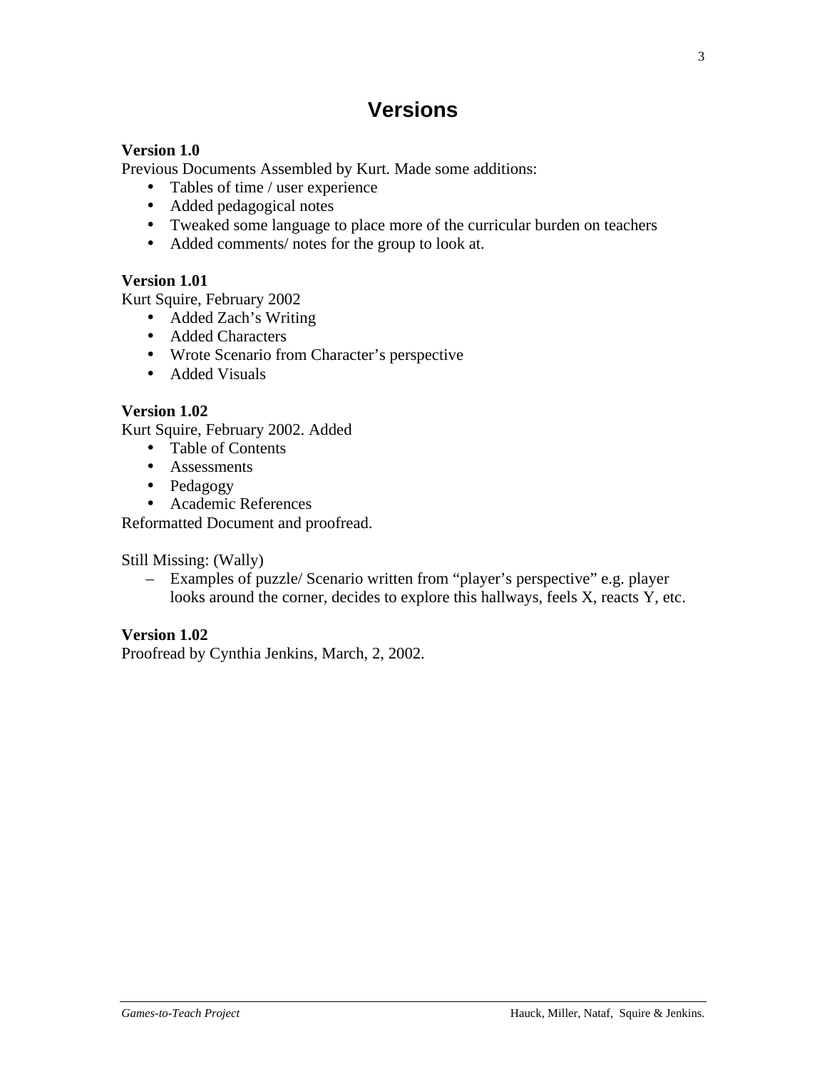# Versions

**Version 1.0**

Previous Documents Assembled by Kurt. Made some additions:

- Tables of time / user experience
- Added pedagogical notes
- Tweaked some language to place more of the curricular burden on teachers
- Added comments/ notes for the group to look at.

**Version 1.01**

Kurt Squire, February 2002

- Added Zach's Writing
- Added Characters
- Wrote Scenario from Character's perspective
- Added Visuals

**Version 1.02**

Kurt Squire, February 2002. Added

- Table of Contents
- Assessments
- Pedagogy
- Academic References

Reformatted Document and proofread.

Still Missing: (Wally)

- Examples of puzzle/ Scenario written from "player's perspective" e.g. player looks around the corner, decides to explore this hallways, feels X, reacts Y, etc.

**Version 1.02**

Proofread by Cynthia Jenkins, March, 2, 2002.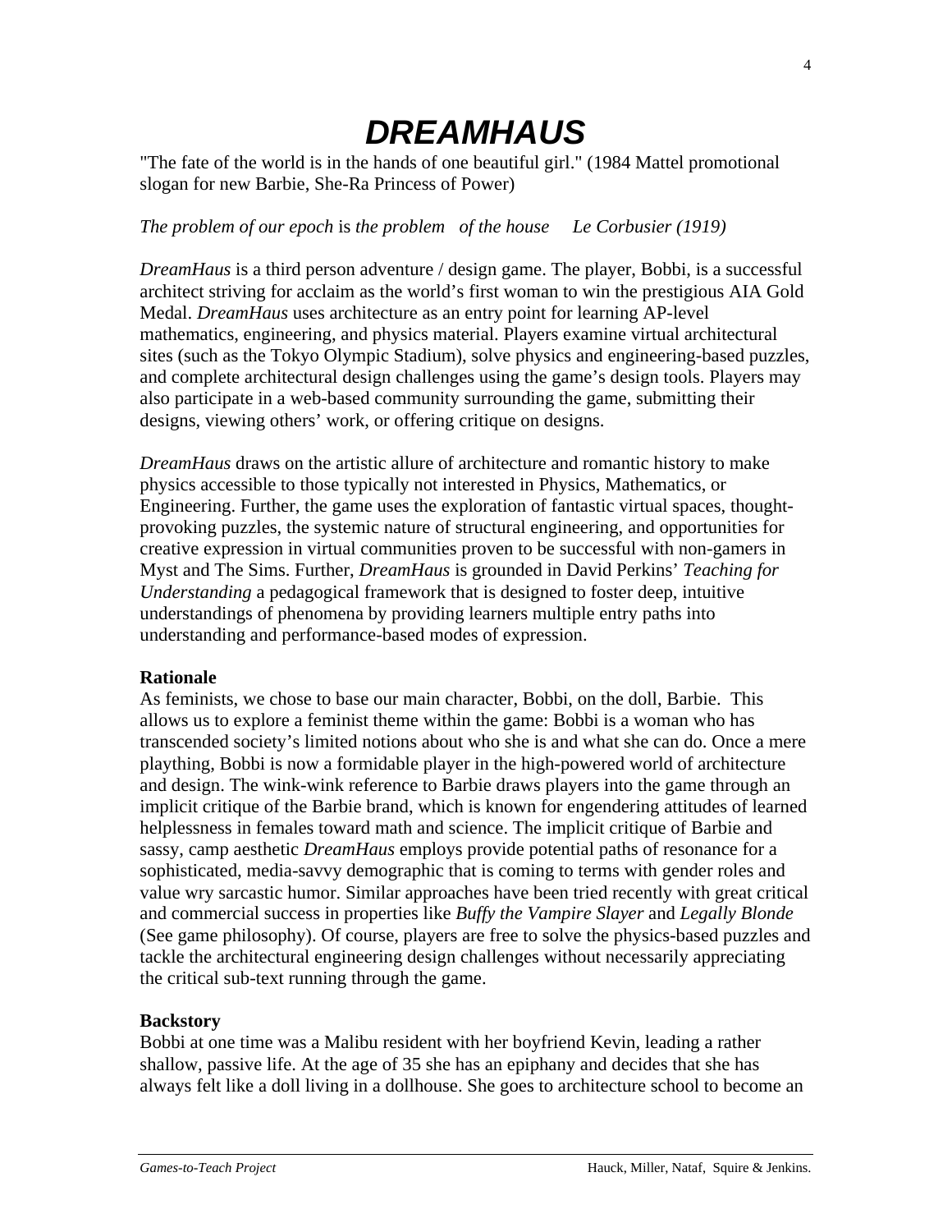# *DREAMHAUS*

"The fate of the world is in the hands of one beautiful girl." (1984 Mattel promotional slogan for new Barbie, She-Ra Princess of Power)

*The problem of our epoch* is *the problem of the house Le Corbusier (1919)*

*DreamHaus* is a third person adventure / design game. The player, Bobbi, is a successful architect striving for acclaim as the world's first woman to win the prestigious AIA Gold Medal. *DreamHaus* uses architecture as an entry point for learning AP-level mathematics, engineering, and physics material. Players examine virtual architectural sites (such as the Tokyo Olympic Stadium), solve physics and engineering-based puzzles, and complete architectural design challenges using the game's design tools. Players may also participate in a web-based community surrounding the game, submitting their designs, viewing others' work, or offering critique on designs.

*DreamHaus* draws on the artistic allure of architecture and romantic history to make physics accessible to those typically not interested in Physics, Mathematics, or Engineering. Further, the game uses the exploration of fantastic virtual spaces, thought-provoking puzzles, the systemic nature of structural engineering, and opportunities for creative expression in virtual communities proven to be successful with non-gamers in Myst and The Sims. Further, *DreamHaus* is grounded in David Perkins' *Teaching for Understanding* a pedagogical framework that is designed to foster deep, intuitive understandings of phenomena by providing learners multiple entry paths into understanding and performance-based modes of expression.

**Rationale**

As feminists, we chose to base our main character, Bobbi, on the doll, Barbie. This allows us to explore a feminist theme within the game: Bobbi is a woman who has transcended society's limited notions about who she is and what she can do. Once a mere plaything, Bobbi is now a formidable player in the high-powered world of architecture and design. The wink-wink reference to Barbie draws players into the game through an implicit critique of the Barbie brand, which is known for engendering attitudes of learned helplessness in females toward math and science. The implicit critique of Barbie and sassy, camp aesthetic *DreamHaus* employs provide potential paths of resonance for a sophisticated, media-savvy demographic that is coming to terms with gender roles and value wry sarcastic humor. Similar approaches have been tried recently with great critical and commercial success in properties like *Buffy the Vampire Slayer* and *Legally Blonde* (See game philosophy). Of course, players are free to solve the physics-based puzzles and tackle the architectural engineering design challenges without necessarily appreciating the critical sub-text running through the game.

**Backstory**

Bobbi at one time was a Malibu resident with her boyfriend Kevin, leading a rather shallow, passive life. At the age of 35 she has an epiphany and decides that she has always felt like a doll living in a dollhouse. She goes to architecture school to become an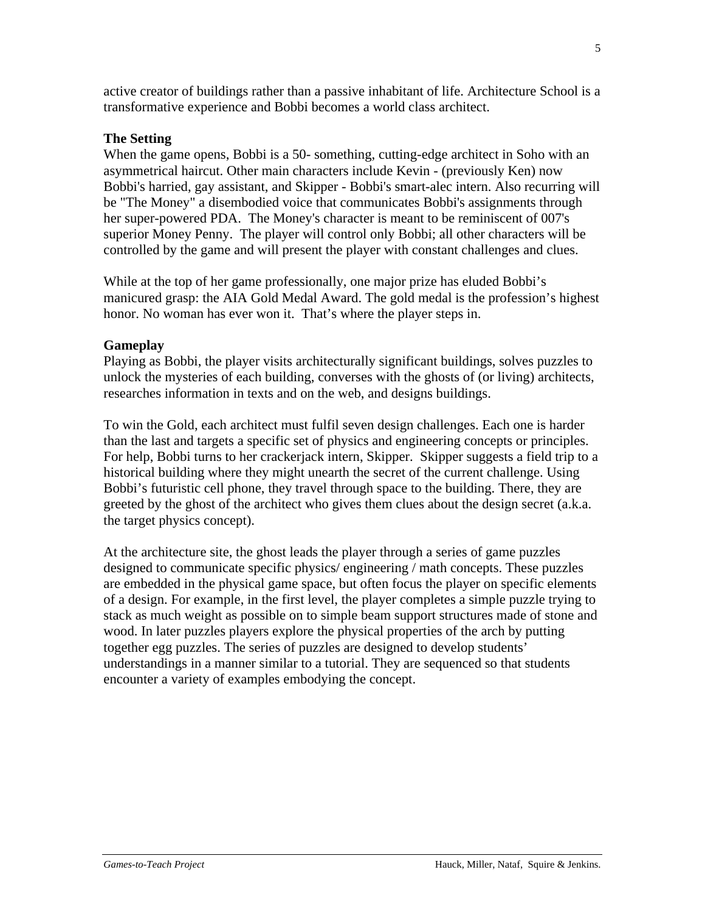active creator of buildings rather than a passive inhabitant of life. Architecture School is a transformative experience and Bobbi becomes a world class architect.

**The Setting**

When the game opens, Bobbi is a 50- something, cutting-edge architect in Soho with an asymmetrical haircut. Other main characters include Kevin - (previously Ken) now Bobbi's harried, gay assistant, and Skipper - Bobbi's smart-alec intern. Also recurring will be "The Money" a disembodied voice that communicates Bobbi's assignments through her super-powered PDA. The Money's character is meant to be reminiscent of 007's superior Money Penny. The player will control only Bobbi; all other characters will be controlled by the game and will present the player with constant challenges and clues.

While at the top of her game professionally, one major prize has eluded Bobbi's manicured grasp: the AIA Gold Medal Award. The gold medal is the profession's highest honor. No woman has ever won it. That's where the player steps in.

**Gameplay**

Playing as Bobbi, the player visits architecturally significant buildings, solves puzzles to unlock the mysteries of each building, converses with the ghosts of (or living) architects, researches information in texts and on the web, and designs buildings.

To win the Gold, each architect must fulfil seven design challenges. Each one is harder than the last and targets a specific set of physics and engineering concepts or principles. For help, Bobbi turns to her crackerjack intern, Skipper. Skipper suggests a field trip to a historical building where they might unearth the secret of the current challenge. Using Bobbi's futuristic cell phone, they travel through space to the building. There, they are greeted by the ghost of the architect who gives them clues about the design secret (a.k.a. the target physics concept).

At the architecture site, the ghost leads the player through a series of game puzzles designed to communicate specific physics/ engineering / math concepts. These puzzles are embedded in the physical game space, but often focus the player on specific elements of a design. For example, in the first level, the player completes a simple puzzle trying to stack as much weight as possible on to simple beam support structures made of stone and wood. In later puzzles players explore the physical properties of the arch by putting together egg puzzles. The series of puzzles are designed to develop students' understandings in a manner similar to a tutorial. They are sequenced so that students encounter a variety of examples embodying the concept.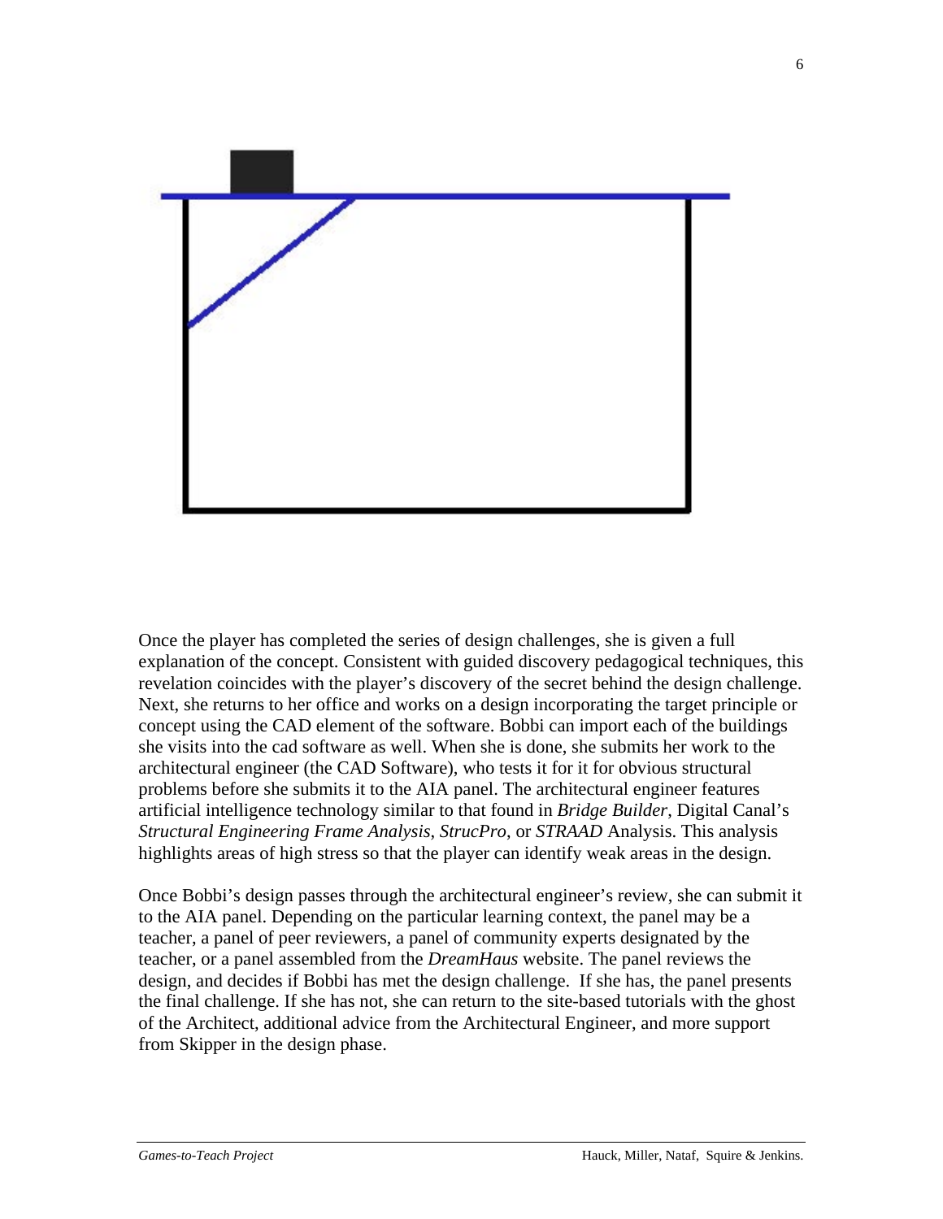Once the player has completed the series of design challenges, she is given a full explanation of the concept. Consistent with guided discovery pedagogical techniques, this revelation coincides with the player's discovery of the secret behind the design challenge. Next, she returns to her office and works on a design incorporating the target principle or concept using the CAD element of the software. Bobbi can import each of the buildings she visits into the cad software as well. When she is done, she submits her work to the architectural engineer (the CAD Software), who tests it for it for obvious structural problems before she submits it to the AIA panel. The architectural engineer features artificial intelligence technology similar to that found in *Bridge Builder*, Digital Canal's *Structural Engineering Frame Analysis*, *StrucPro*, or *STRAAD* Analysis. This analysis highlights areas of high stress so that the player can identify weak areas in the design.

Once Bobbi's design passes through the architectural engineer's review, she can submit it to the AIA panel. Depending on the particular learning context, the panel may be a teacher, a panel of peer reviewers, a panel of community experts designated by the teacher, or a panel assembled from the *DreamHaus* website. The panel reviews the design, and decides if Bobbi has met the design challenge. If she has, the panel presents the final challenge. If she has not, she can return to the site-based tutorials with the ghost of the Architect, additional advice from the Architectural Engineer, and more support from Skipper in the design phase.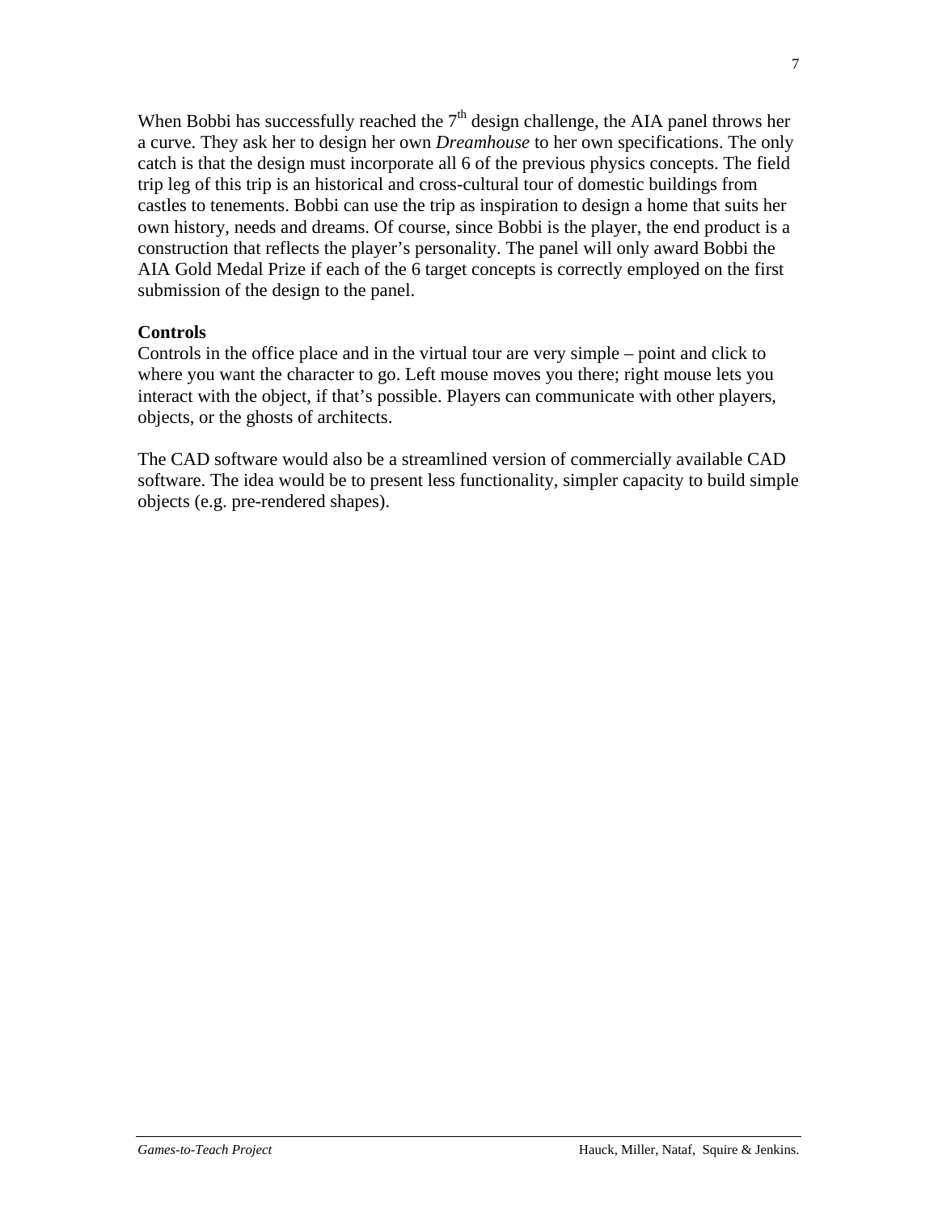When Bobbi has successfully reached the 7th design challenge, the AIA panel throws her a curve. They ask her to design her own *Dreamhouse* to her own specifications. The only catch is that the design must incorporate all 6 of the previous physics concepts. The field trip leg of this trip is an historical and cross-cultural tour of domestic buildings from castles to tenements. Bobbi can use the trip as inspiration to design a home that suits her own history, needs and dreams. Of course, since Bobbi is the player, the end product is a construction that reflects the player's personality. The panel will only award Bobbi the AIA Gold Medal Prize if each of the 6 target concepts is correctly employed on the first submission of the design to the panel.

**Controls**

Controls in the office place and in the virtual tour are very simple – point and click to where you want the character to go. Left mouse moves you there; right mouse lets you interact with the object, if that's possible. Players can communicate with other players, objects, or the ghosts of architects.

The CAD software would also be a streamlined version of commercially available CAD software. The idea would be to present less functionality, simpler capacity to build simple objects (e.g. pre-rendered shapes).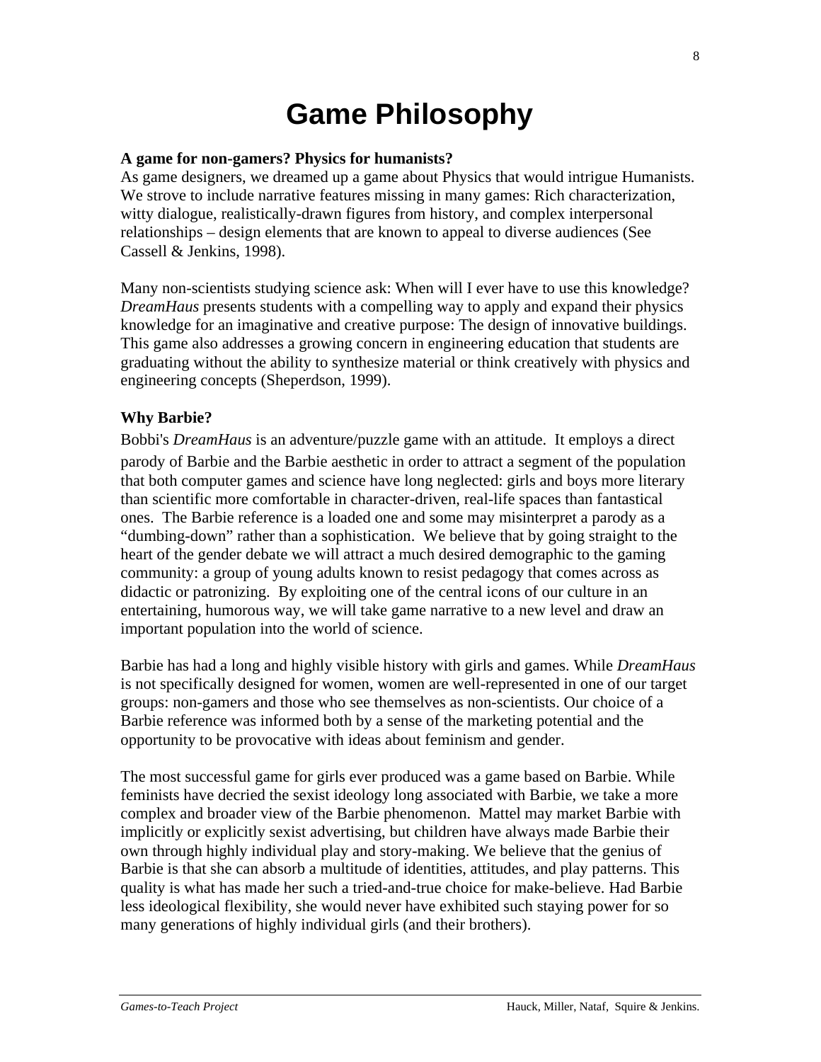# Game Philosophy

**A game for non-gamers? Physics for humanists?**

As game designers, we dreamed up a game about Physics that would intrigue Humanists. We strove to include narrative features missing in many games: Rich characterization, witty dialogue, realistically-drawn figures from history, and complex interpersonal relationships – design elements that are known to appeal to diverse audiences (See Cassell & Jenkins, 1998).

Many non-scientists studying science ask: When will I ever have to use this knowledge? *DreamHaus* presents students with a compelling way to apply and expand their physics knowledge for an imaginative and creative purpose: The design of innovative buildings. This game also addresses a growing concern in engineering education that students are graduating without the ability to synthesize material or think creatively with physics and engineering concepts (Sheperdson, 1999).

**Why Barbie?**

Bobbi's *DreamHaus* is an adventure/puzzle game with an attitude. It employs a direct parody of Barbie and the Barbie aesthetic in order to attract a segment of the population that both computer games and science have long neglected: girls and boys more literary than scientific more comfortable in character-driven, real-life spaces than fantastical ones. The Barbie reference is a loaded one and some may misinterpret a parody as a "dumbing-down" rather than a sophistication. We believe that by going straight to the heart of the gender debate we will attract a much desired demographic to the gaming community: a group of young adults known to resist pedagogy that comes across as didactic or patronizing. By exploiting one of the central icons of our culture in an entertaining, humorous way, we will take game narrative to a new level and draw an important population into the world of science.

Barbie has had a long and highly visible history with girls and games. While *DreamHaus* is not specifically designed for women, women are well-represented in one of our target groups: non-gamers and those who see themselves as non-scientists. Our choice of a Barbie reference was informed both by a sense of the marketing potential and the opportunity to be provocative with ideas about feminism and gender.

The most successful game for girls ever produced was a game based on Barbie. While feminists have decried the sexist ideology long associated with Barbie, we take a more complex and broader view of the Barbie phenomenon. Mattel may market Barbie with implicitly or explicitly sexist advertising, but children have always made Barbie their own through highly individual play and story-making. We believe that the genius of Barbie is that she can absorb a multitude of identities, attitudes, and play patterns. This quality is what has made her such a tried-and-true choice for make-believe. Had Barbie less ideological flexibility, she would never have exhibited such staying power for so many generations of highly individual girls (and their brothers).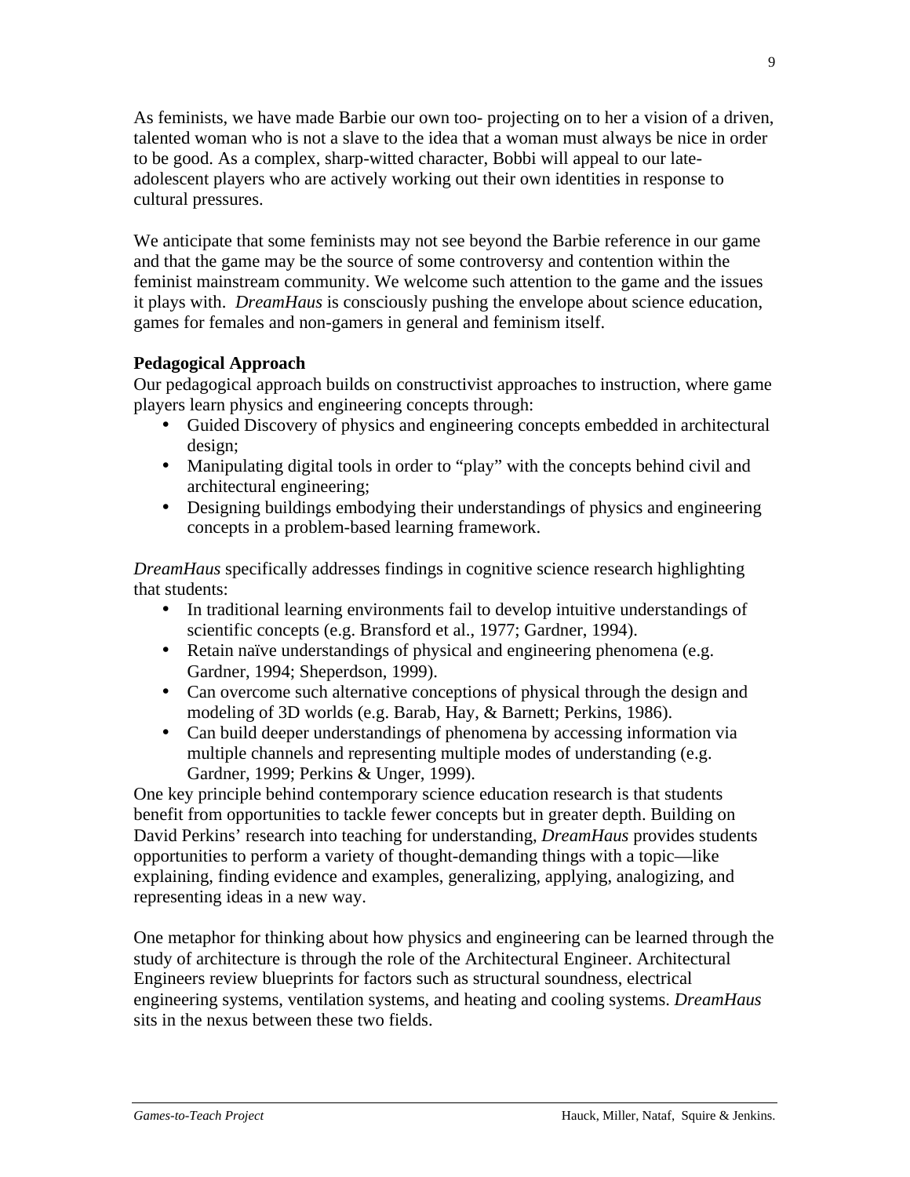As feminists, we have made Barbie our own too- projecting on to her a vision of a driven, talented woman who is not a slave to the idea that a woman must always be nice in order to be good. As a complex, sharp-witted character, Bobbi will appeal to our late-adolescent players who are actively working out their own identities in response to cultural pressures.

We anticipate that some feminists may not see beyond the Barbie reference in our game and that the game may be the source of some controversy and contention within the feminist mainstream community. We welcome such attention to the game and the issues it plays with. *DreamHaus* is consciously pushing the envelope about science education, games for females and non-gamers in general and feminism itself.

**Pedagogical Approach**

Our pedagogical approach builds on constructivist approaches to instruction, where game players learn physics and engineering concepts through:

- Guided Discovery of physics and engineering concepts embedded in architectural design;
- Manipulating digital tools in order to "play" with the concepts behind civil and architectural engineering;
- Designing buildings embodying their understandings of physics and engineering concepts in a problem-based learning framework.

*DreamHaus* specifically addresses findings in cognitive science research highlighting that students:

- In traditional learning environments fail to develop intuitive understandings of scientific concepts (e.g. Bransford et al., 1977; Gardner, 1994).
- Retain naïve understandings of physical and engineering phenomena (e.g. Gardner, 1994; Sheperdson, 1999).
- Can overcome such alternative conceptions of physical through the design and modeling of 3D worlds (e.g. Barab, Hay, & Barnett; Perkins, 1986).
- Can build deeper understandings of phenomena by accessing information via multiple channels and representing multiple modes of understanding (e.g. Gardner, 1999; Perkins & Unger, 1999).

One key principle behind contemporary science education research is that students benefit from opportunities to tackle fewer concepts but in greater depth. Building on David Perkins' research into teaching for understanding, *DreamHaus* provides students opportunities to perform a variety of thought-demanding things with a topic—like explaining, finding evidence and examples, generalizing, applying, analogizing, and representing ideas in a new way.

One metaphor for thinking about how physics and engineering can be learned through the study of architecture is through the role of the Architectural Engineer. Architectural Engineers review blueprints for factors such as structural soundness, electrical engineering systems, ventilation systems, and heating and cooling systems. *DreamHaus* sits in the nexus between these two fields.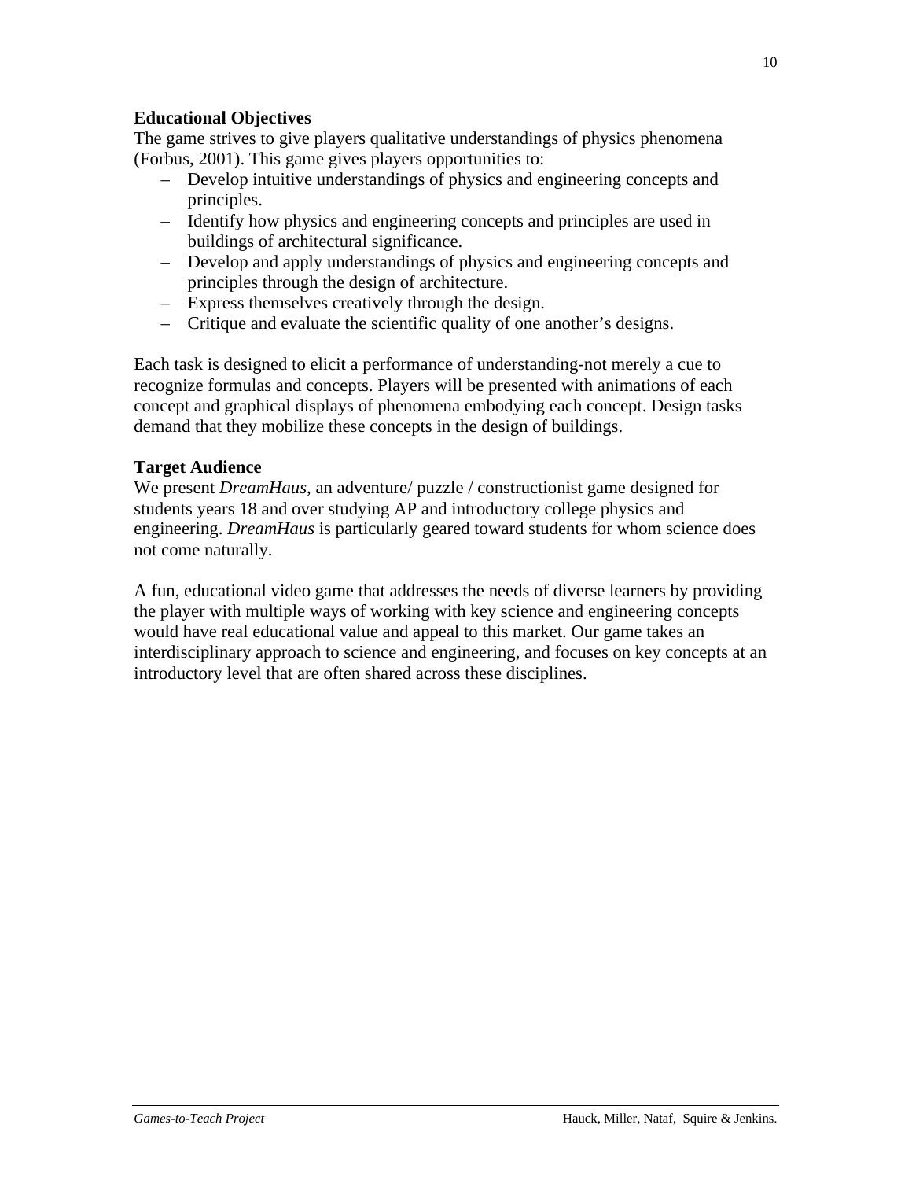**Educational Objectives**

The game strives to give players qualitative understandings of physics phenomena (Forbus, 2001). This game gives players opportunities to:

- Develop intuitive understandings of physics and engineering concepts and principles.
- Identify how physics and engineering concepts and principles are used in buildings of architectural significance.
- Develop and apply understandings of physics and engineering concepts and principles through the design of architecture.
- Express themselves creatively through the design.
- Critique and evaluate the scientific quality of one another's designs.

Each task is designed to elicit a performance of understanding-not merely a cue to recognize formulas and concepts. Players will be presented with animations of each concept and graphical displays of phenomena embodying each concept. Design tasks demand that they mobilize these concepts in the design of buildings.

**Target Audience**

We present *DreamHaus*, an adventure/ puzzle / constructionist game designed for students years 18 and over studying AP and introductory college physics and engineering. *DreamHaus* is particularly geared toward students for whom science does not come naturally.

A fun, educational video game that addresses the needs of diverse learners by providing the player with multiple ways of working with key science and engineering concepts would have real educational value and appeal to this market. Our game takes an interdisciplinary approach to science and engineering, and focuses on key concepts at an introductory level that are often shared across these disciplines.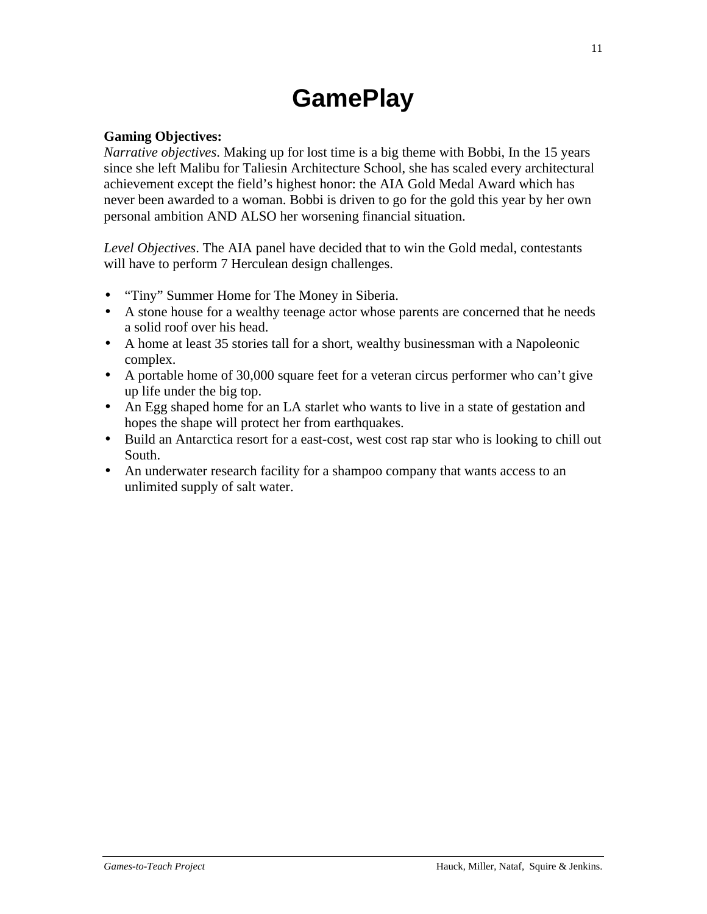# GamePlay

**Gaming Objectives:**
*Narrative objectives*. Making up for lost time is a big theme with Bobbi, In the 15 years since she left Malibu for Taliesin Architecture School, she has scaled every architectural achievement except the field's highest honor: the AIA Gold Medal Award which has never been awarded to a woman. Bobbi is driven to go for the gold this year by her own personal ambition AND ALSO her worsening financial situation.

*Level Objectives*. The AIA panel have decided that to win the Gold medal, contestants will have to perform 7 Herculean design challenges.

- "Tiny" Summer Home for The Money in Siberia.
- A stone house for a wealthy teenage actor whose parents are concerned that he needs a solid roof over his head.
- A home at least 35 stories tall for a short, wealthy businessman with a Napoleonic complex.
- A portable home of 30,000 square feet for a veteran circus performer who can't give up life under the big top.
- An Egg shaped home for an LA starlet who wants to live in a state of gestation and hopes the shape will protect her from earthquakes.
- Build an Antarctica resort for a east-cost, west cost rap star who is looking to chill out South.
- An underwater research facility for a shampoo company that wants access to an unlimited supply of salt water.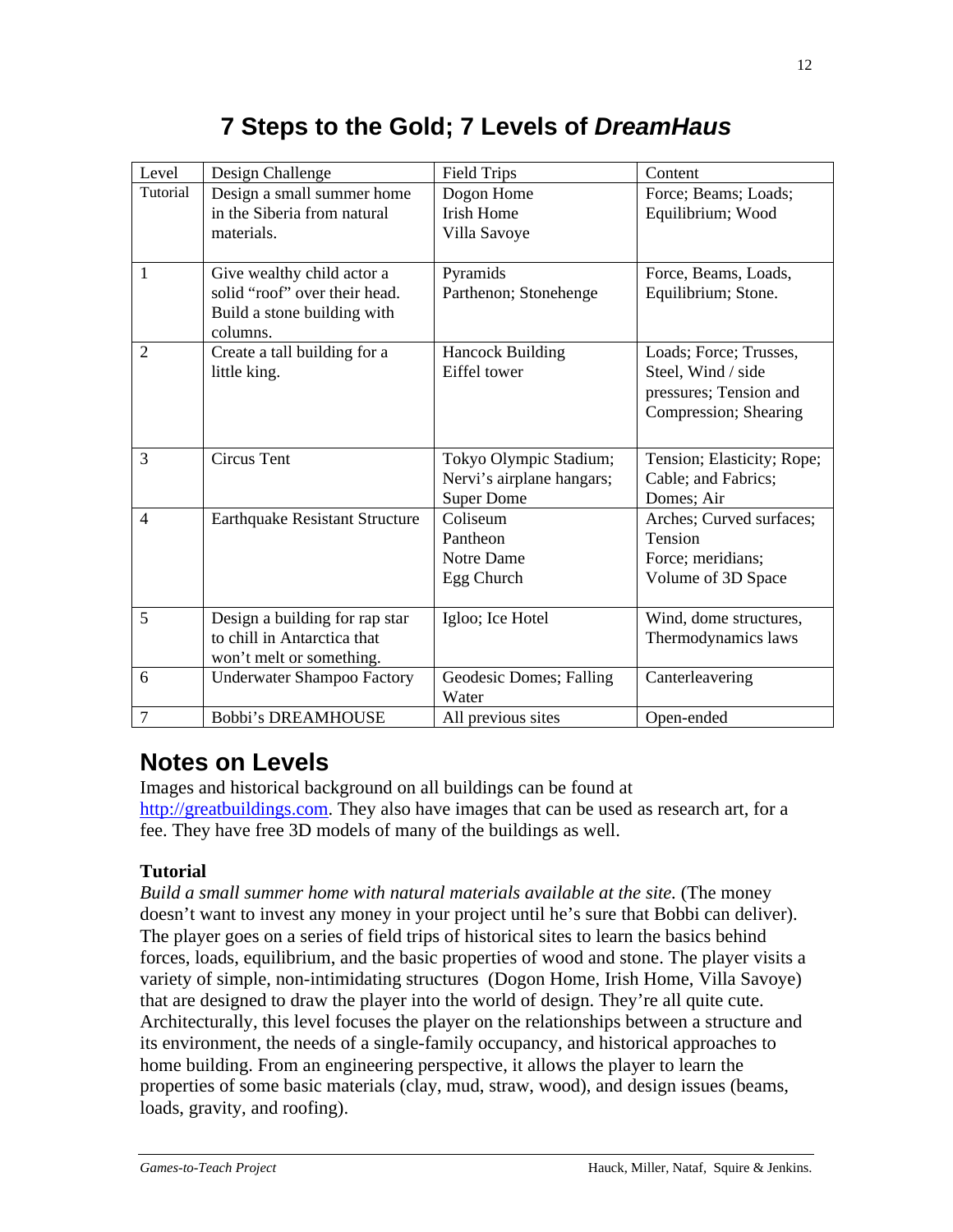# 7 Steps to the Gold; 7 Levels of *DreamHaus*

| Level | Design Challenge | Field Trips | Content |
|---|---|---|---|
| Tutorial | Design a small summer home in the Siberia from natural materials. | Dogon Home<br>Irish Home<br>Villa Savoye | Force; Beams; Loads; Equilibrium; Wood |
| 1 | Give wealthy child actor a solid "roof" over their head. Build a stone building with columns. | Pyramids<br>Parthenon; Stonehenge | Force, Beams, Loads, Equilibrium; Stone. |
| 2 | Create a tall building for a little king. | Hancock Building<br>Eiffel tower | Loads; Force; Trusses, Steel, Wind / side pressures; Tension and Compression; Shearing |
| 3 | Circus Tent | Tokyo Olympic Stadium; Nervi's airplane hangars; Super Dome | Tension; Elasticity; Rope; Cable; and Fabrics; Domes; Air |
| 4 | Earthquake Resistant Structure | Coliseum<br>Pantheon<br>Notre Dame<br>Egg Church | Arches; Curved surfaces; Tension<br>Force; meridians;<br>Volume of 3D Space |
| 5 | Design a building for rap star to chill in Antarctica that won't melt or something. | Igloo; Ice Hotel | Wind, dome structures, Thermodynamics laws |
| 6 | Underwater Shampoo Factory | Geodesic Domes; Falling Water | Canterleavering |
| 7 | Bobbi's DREAMHOUSE | All previous sites | Open-ended |

## Notes on Levels

Images and historical background on all buildings can be found at http://greatbuildings.com. They also have images that can be used as research art, for a fee. They have free 3D models of many of the buildings as well.

**Tutorial**

*Build a small summer home with natural materials available at the site.* (The money doesn't want to invest any money in your project until he's sure that Bobbi can deliver). The player goes on a series of field trips of historical sites to learn the basics behind forces, loads, equilibrium, and the basic properties of wood and stone. The player visits a variety of simple, non-intimidating structures (Dogon Home, Irish Home, Villa Savoye) that are designed to draw the player into the world of design. They're all quite cute. Architecturally, this level focuses the player on the relationships between a structure and its environment, the needs of a single-family occupancy, and historical approaches to home building. From an engineering perspective, it allows the player to learn the properties of some basic materials (clay, mud, straw, wood), and design issues (beams, loads, gravity, and roofing).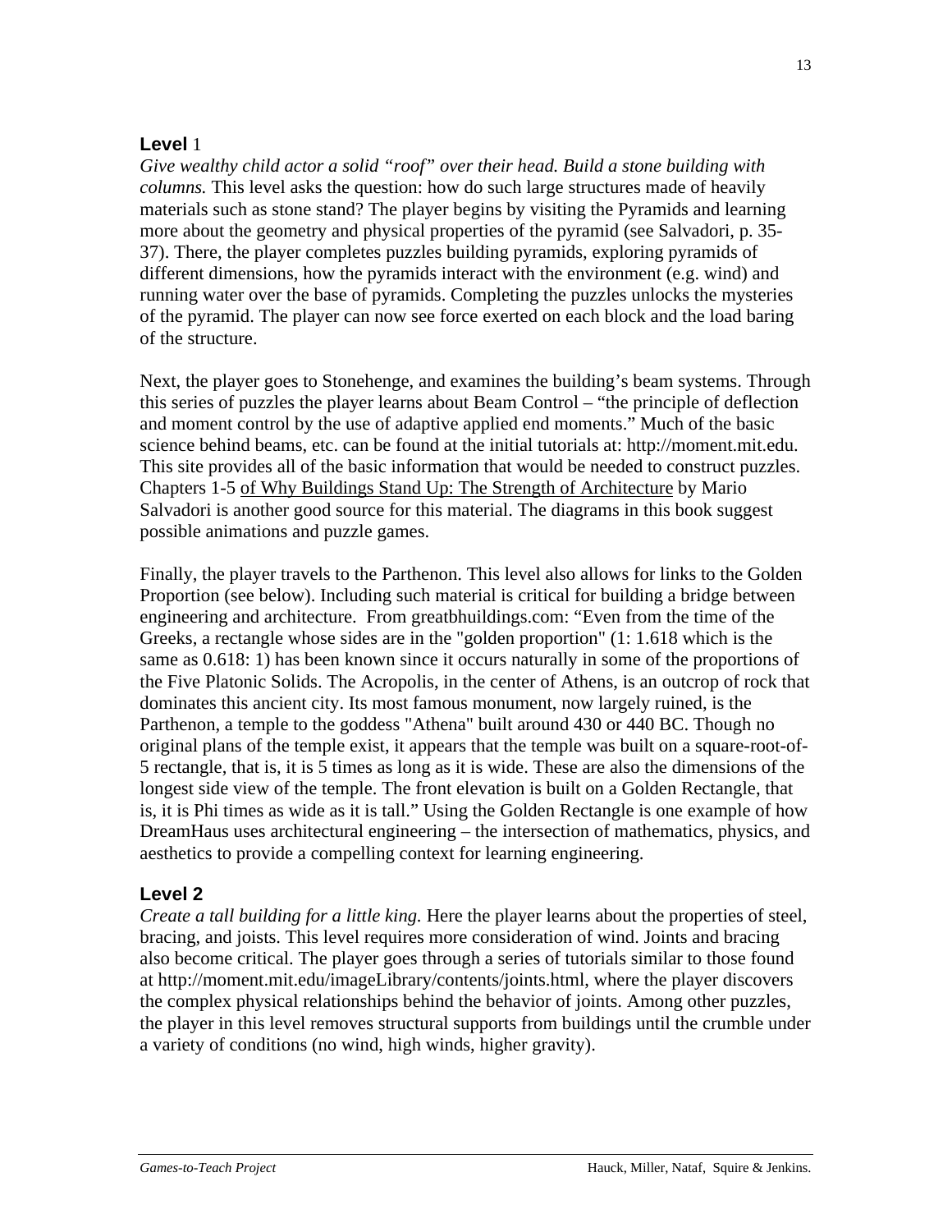## Level 1

*Give wealthy child actor a solid "roof" over their head. Build a stone building with columns.* This level asks the question: how do such large structures made of heavily materials such as stone stand? The player begins by visiting the Pyramids and learning more about the geometry and physical properties of the pyramid (see Salvadori, p. 35-37). There, the player completes puzzles building pyramids, exploring pyramids of different dimensions, how the pyramids interact with the environment (e.g. wind) and running water over the base of pyramids. Completing the puzzles unlocks the mysteries of the pyramid. The player can now see force exerted on each block and the load baring of the structure.

Next, the player goes to Stonehenge, and examines the building's beam systems. Through this series of puzzles the player learns about Beam Control – "the principle of deflection and moment control by the use of adaptive applied end moments." Much of the basic science behind beams, etc. can be found at the initial tutorials at: http://moment.mit.edu. This site provides all of the basic information that would be needed to construct puzzles. Chapters 1-5 of Why Buildings Stand Up: The Strength of Architecture by Mario Salvadori is another good source for this material. The diagrams in this book suggest possible animations and puzzle games.

Finally, the player travels to the Parthenon. This level also allows for links to the Golden Proportion (see below). Including such material is critical for building a bridge between engineering and architecture. From greatbhuildings.com: "Even from the time of the Greeks, a rectangle whose sides are in the "golden proportion" (1: 1.618 which is the same as 0.618: 1) has been known since it occurs naturally in some of the proportions of the Five Platonic Solids. The Acropolis, in the center of Athens, is an outcrop of rock that dominates this ancient city. Its most famous monument, now largely ruined, is the Parthenon, a temple to the goddess "Athena" built around 430 or 440 BC. Though no original plans of the temple exist, it appears that the temple was built on a square-root-of-5 rectangle, that is, it is 5 times as long as it is wide. These are also the dimensions of the longest side view of the temple. The front elevation is built on a Golden Rectangle, that is, it is Phi times as wide as it is tall." Using the Golden Rectangle is one example of how DreamHaus uses architectural engineering – the intersection of mathematics, physics, and aesthetics to provide a compelling context for learning engineering.

## Level 2

*Create a tall building for a little king.* Here the player learns about the properties of steel, bracing, and joists. This level requires more consideration of wind. Joints and bracing also become critical. The player goes through a series of tutorials similar to those found at http://moment.mit.edu/imageLibrary/contents/joints.html, where the player discovers the complex physical relationships behind the behavior of joints. Among other puzzles, the player in this level removes structural supports from buildings until the crumble under a variety of conditions (no wind, high winds, higher gravity).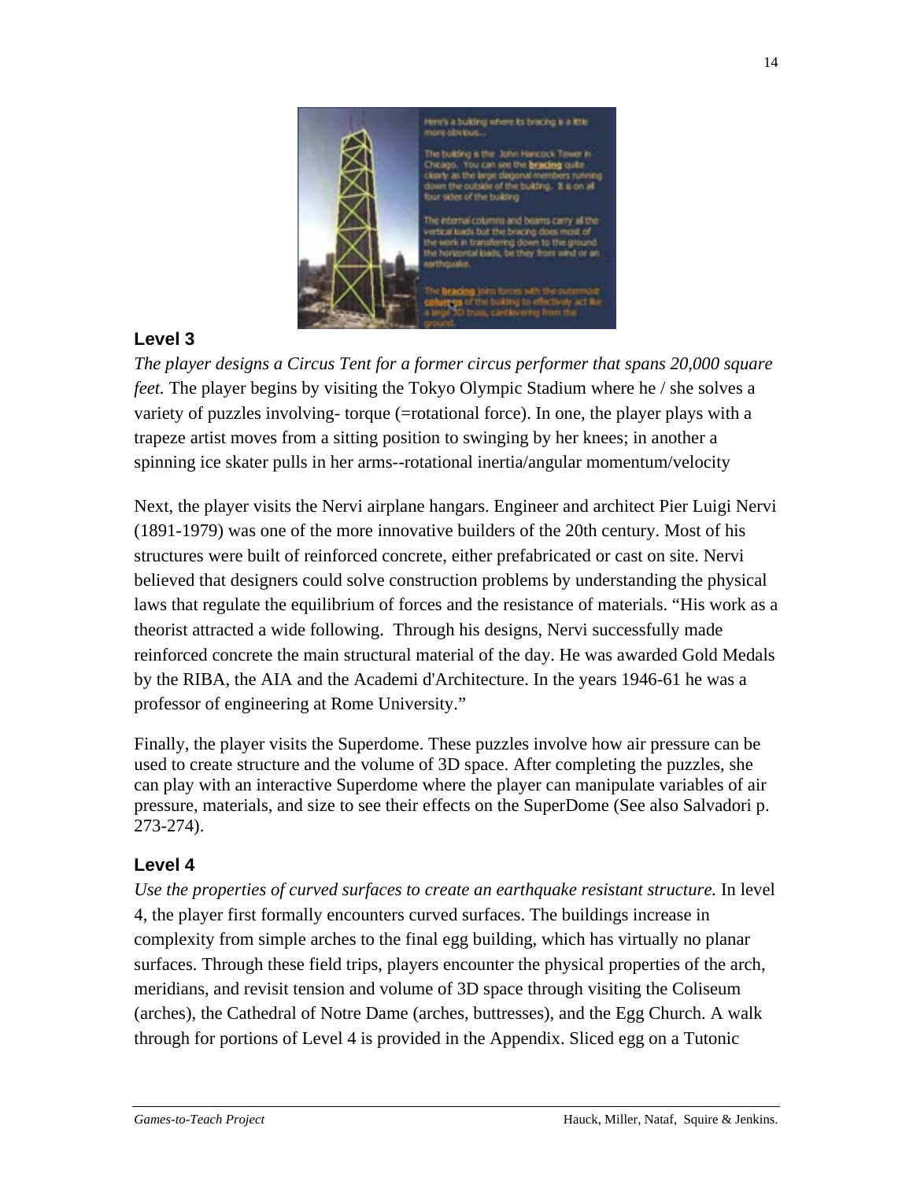### Level 3

*The player designs a Circus Tent for a former circus performer that spans 20,000 square feet.* The player begins by visiting the Tokyo Olympic Stadium where he / she solves a variety of puzzles involving- torque (=rotational force). In one, the player plays with a trapeze artist moves from a sitting position to swinging by her knees; in another a spinning ice skater pulls in her arms--rotational inertia/angular momentum/velocity

Next, the player visits the Nervi airplane hangars. Engineer and architect Pier Luigi Nervi (1891-1979) was one of the more innovative builders of the 20th century. Most of his structures were built of reinforced concrete, either prefabricated or cast on site. Nervi believed that designers could solve construction problems by understanding the physical laws that regulate the equilibrium of forces and the resistance of materials. "His work as a theorist attracted a wide following. Through his designs, Nervi successfully made reinforced concrete the main structural material of the day. He was awarded Gold Medals by the RIBA, the AIA and the Academi d'Architecture. In the years 1946-61 he was a professor of engineering at Rome University."

Finally, the player visits the Superdome. These puzzles involve how air pressure can be used to create structure and the volume of 3D space. After completing the puzzles, she can play with an interactive Superdome where the player can manipulate variables of air pressure, materials, and size to see their effects on the SuperDome (See also Salvadori p. 273-274).

### Level 4

*Use the properties of curved surfaces to create an earthquake resistant structure.* In level 4, the player first formally encounters curved surfaces. The buildings increase in complexity from simple arches to the final egg building, which has virtually no planar surfaces. Through these field trips, players encounter the physical properties of the arch, meridians, and revisit tension and volume of 3D space through visiting the Coliseum (arches), the Cathedral of Notre Dame (arches, buttresses), and the Egg Church. A walk through for portions of Level 4 is provided in the Appendix. Sliced egg on a Tutonic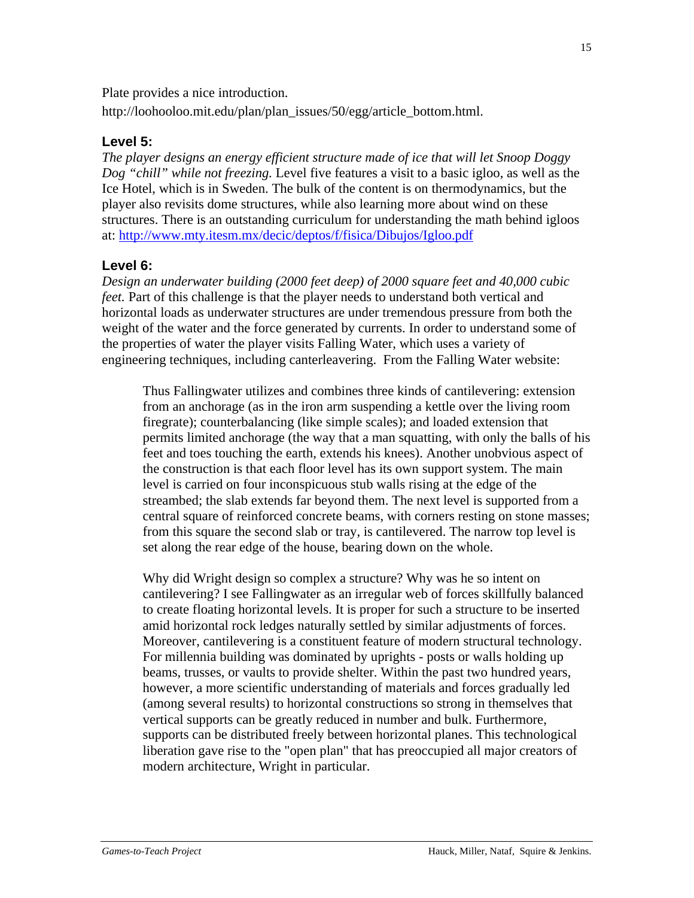Plate provides a nice introduction.
http://loohooloo.mit.edu/plan/plan_issues/50/egg/article_bottom.html.

### Level 5:

*The player designs an energy efficient structure made of ice that will let Snoop Doggy Dog "chill" while not freezing.* Level five features a visit to a basic igloo, as well as the Ice Hotel, which is in Sweden. The bulk of the content is on thermodynamics, but the player also revisits dome structures, while also learning more about wind on these structures. There is an outstanding curriculum for understanding the math behind igloos at: [http://www.mty.itesm.mx/decic/deptos/f/fisica/Dibujos/Igloo.pdf](http://www.mty.itesm.mx/decic/deptos/f/fisica/Dibujos/Igloo.pdf)

### Level 6:

*Design an underwater building (2000 feet deep) of 2000 square feet and 40,000 cubic feet.* Part of this challenge is that the player needs to understand both vertical and horizontal loads as underwater structures are under tremendous pressure from both the weight of the water and the force generated by currents. In order to understand some of the properties of water the player visits Falling Water, which uses a variety of engineering techniques, including canterleavering. From the Falling Water website:

> Thus Fallingwater utilizes and combines three kinds of cantilevering: extension from an anchorage (as in the iron arm suspending a kettle over the living room firegrate); counterbalancing (like simple scales); and loaded extension that permits limited anchorage (the way that a man squatting, with only the balls of his feet and toes touching the earth, extends his knees). Another unobvious aspect of the construction is that each floor level has its own support system. The main level is carried on four inconspicuous stub walls rising at the edge of the streambed; the slab extends far beyond them. The next level is supported from a central square of reinforced concrete beams, with corners resting on stone masses; from this square the second slab or tray, is cantilevered. The narrow top level is set along the rear edge of the house, bearing down on the whole.
>
> Why did Wright design so complex a structure? Why was he so intent on cantilevering? I see Fallingwater as an irregular web of forces skillfully balanced to create floating horizontal levels. It is proper for such a structure to be inserted amid horizontal rock ledges naturally settled by similar adjustments of forces. Moreover, cantilevering is a constituent feature of modern structural technology. For millennia building was dominated by uprights - posts or walls holding up beams, trusses, or vaults to provide shelter. Within the past two hundred years, however, a more scientific understanding of materials and forces gradually led (among several results) to horizontal constructions so strong in themselves that vertical supports can be greatly reduced in number and bulk. Furthermore, supports can be distributed freely between horizontal planes. This technological liberation gave rise to the "open plan" that has preoccupied all major creators of modern architecture, Wright in particular.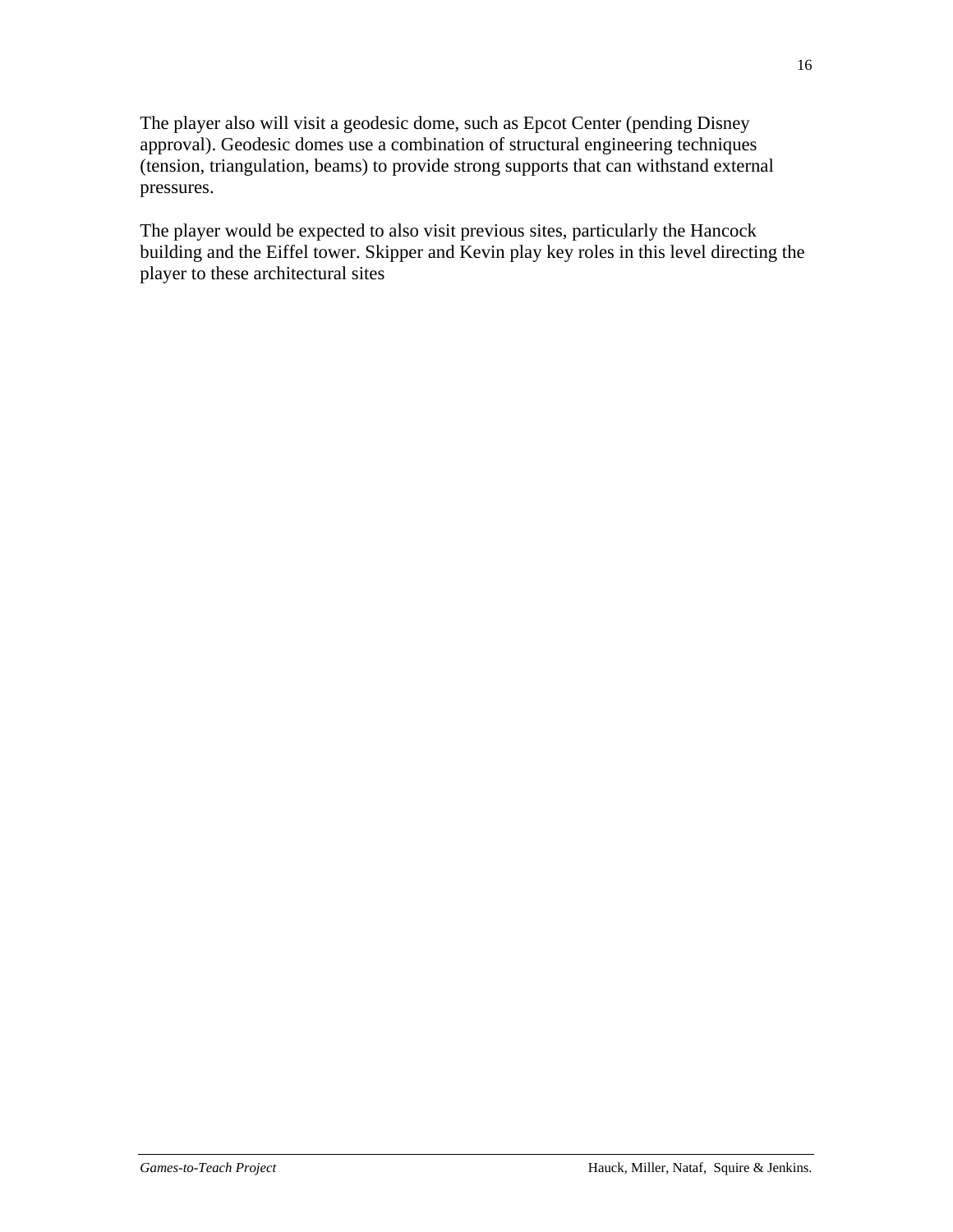The player also will visit a geodesic dome, such as Epcot Center (pending Disney approval). Geodesic domes use a combination of structural engineering techniques (tension, triangulation, beams) to provide strong supports that can withstand external pressures.

The player would be expected to also visit previous sites, particularly the Hancock building and the Eiffel tower. Skipper and Kevin play key roles in this level directing the player to these architectural sites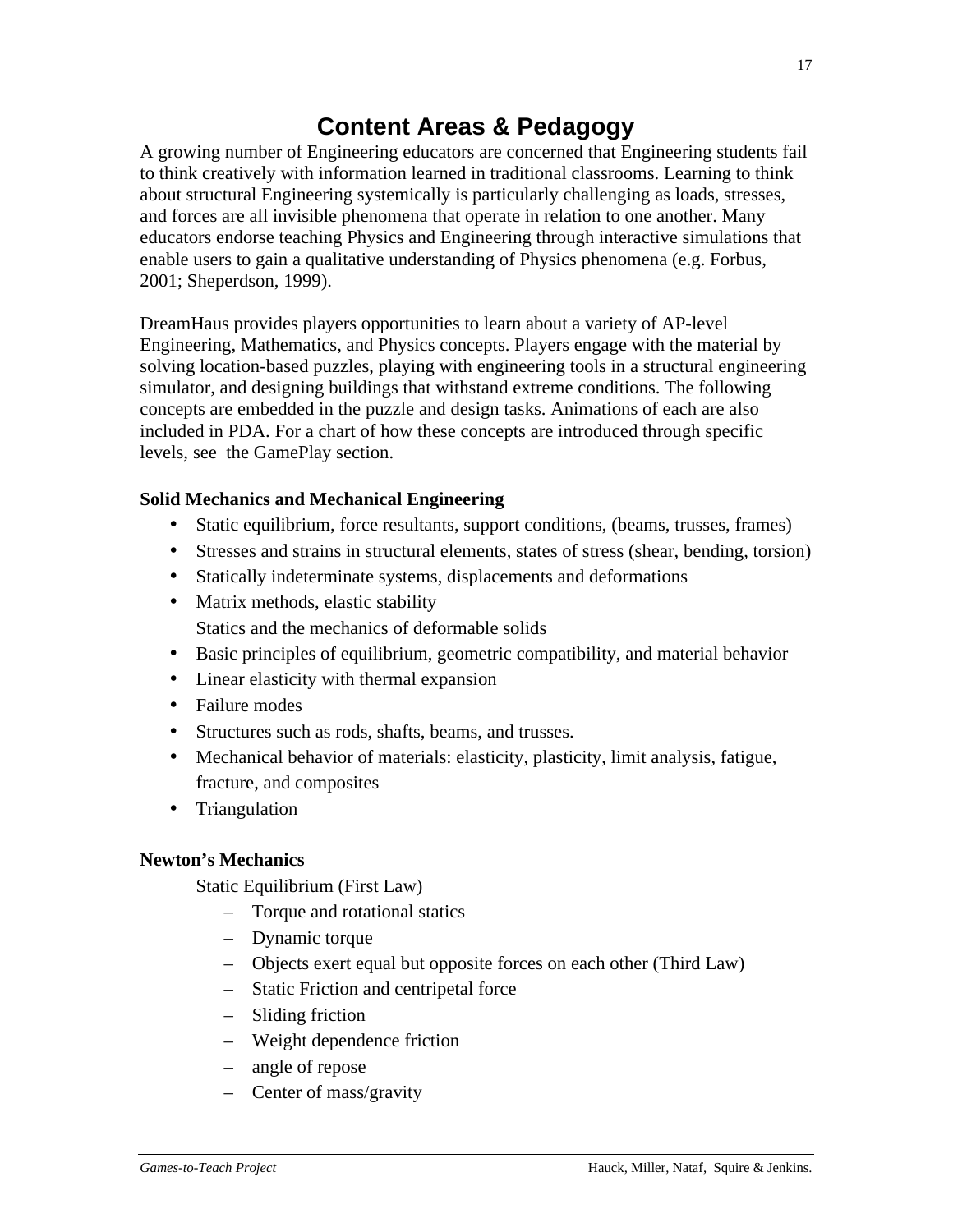# Content Areas & Pedagogy

A growing number of Engineering educators are concerned that Engineering students fail to think creatively with information learned in traditional classrooms. Learning to think about structural Engineering systemically is particularly challenging as loads, stresses, and forces are all invisible phenomena that operate in relation to one another. Many educators endorse teaching Physics and Engineering through interactive simulations that enable users to gain a qualitative understanding of Physics phenomena (e.g. Forbus, 2001; Sheperdson, 1999).

DreamHaus provides players opportunities to learn about a variety of AP-level Engineering, Mathematics, and Physics concepts. Players engage with the material by solving location-based puzzles, playing with engineering tools in a structural engineering simulator, and designing buildings that withstand extreme conditions. The following concepts are embedded in the puzzle and design tasks. Animations of each are also included in PDA. For a chart of how these concepts are introduced through specific levels, see the GamePlay section.

**Solid Mechanics and Mechanical Engineering**

- Static equilibrium, force resultants, support conditions, (beams, trusses, frames)
- Stresses and strains in structural elements, states of stress (shear, bending, torsion)
- Statically indeterminate systems, displacements and deformations
- Matrix methods, elastic stability
  Statics and the mechanics of deformable solids
- Basic principles of equilibrium, geometric compatibility, and material behavior
- Linear elasticity with thermal expansion
- Failure modes
- Structures such as rods, shafts, beams, and trusses.
- Mechanical behavior of materials: elasticity, plasticity, limit analysis, fatigue, fracture, and composites
- Triangulation

**Newton's Mechanics**

Static Equilibrium (First Law)

- Torque and rotational statics
- Dynamic torque
- Objects exert equal but opposite forces on each other (Third Law)
- Static Friction and centripetal force
- Sliding friction
- Weight dependence friction
- angle of repose
- Center of mass/gravity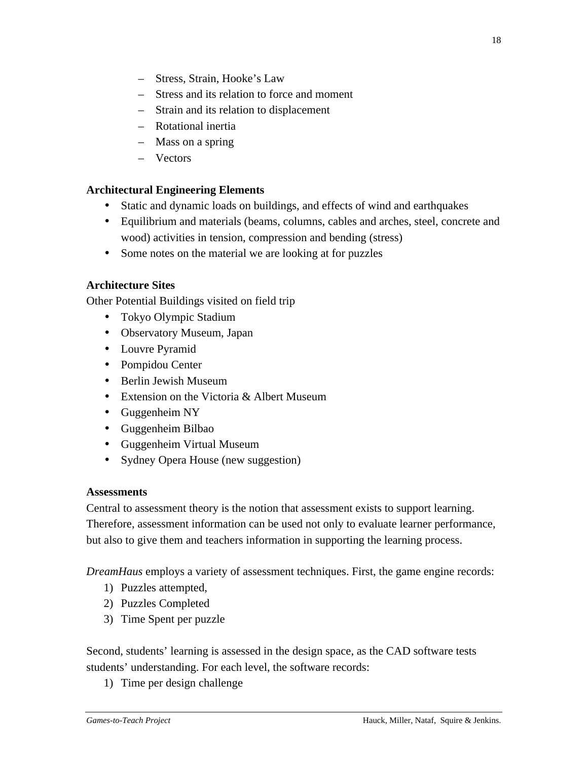- Stress, Strain, Hooke's Law
  - Stress and its relation to force and moment
  - Strain and its relation to displacement
  - Rotational inertia
  - Mass on a spring
  - Vectors

**Architectural Engineering Elements**

- Static and dynamic loads on buildings, and effects of wind and earthquakes
- Equilibrium and materials (beams, columns, cables and arches, steel, concrete and wood) activities in tension, compression and bending (stress)
- Some notes on the material we are looking at for puzzles

**Architecture Sites**

Other Potential Buildings visited on field trip

- Tokyo Olympic Stadium
- Observatory Museum, Japan
- Louvre Pyramid
- Pompidou Center
- Berlin Jewish Museum
- Extension on the Victoria & Albert Museum
- Guggenheim NY
- Guggenheim Bilbao
- Guggenheim Virtual Museum
- Sydney Opera House (new suggestion)

**Assessments**

Central to assessment theory is the notion that assessment exists to support learning. Therefore, assessment information can be used not only to evaluate learner performance, but also to give them and teachers information in supporting the learning process.

*DreamHaus* employs a variety of assessment techniques. First, the game engine records:

1) Puzzles attempted,
2) Puzzles Completed
3) Time Spent per puzzle

Second, students' learning is assessed in the design space, as the CAD software tests students' understanding. For each level, the software records:

1) Time per design challenge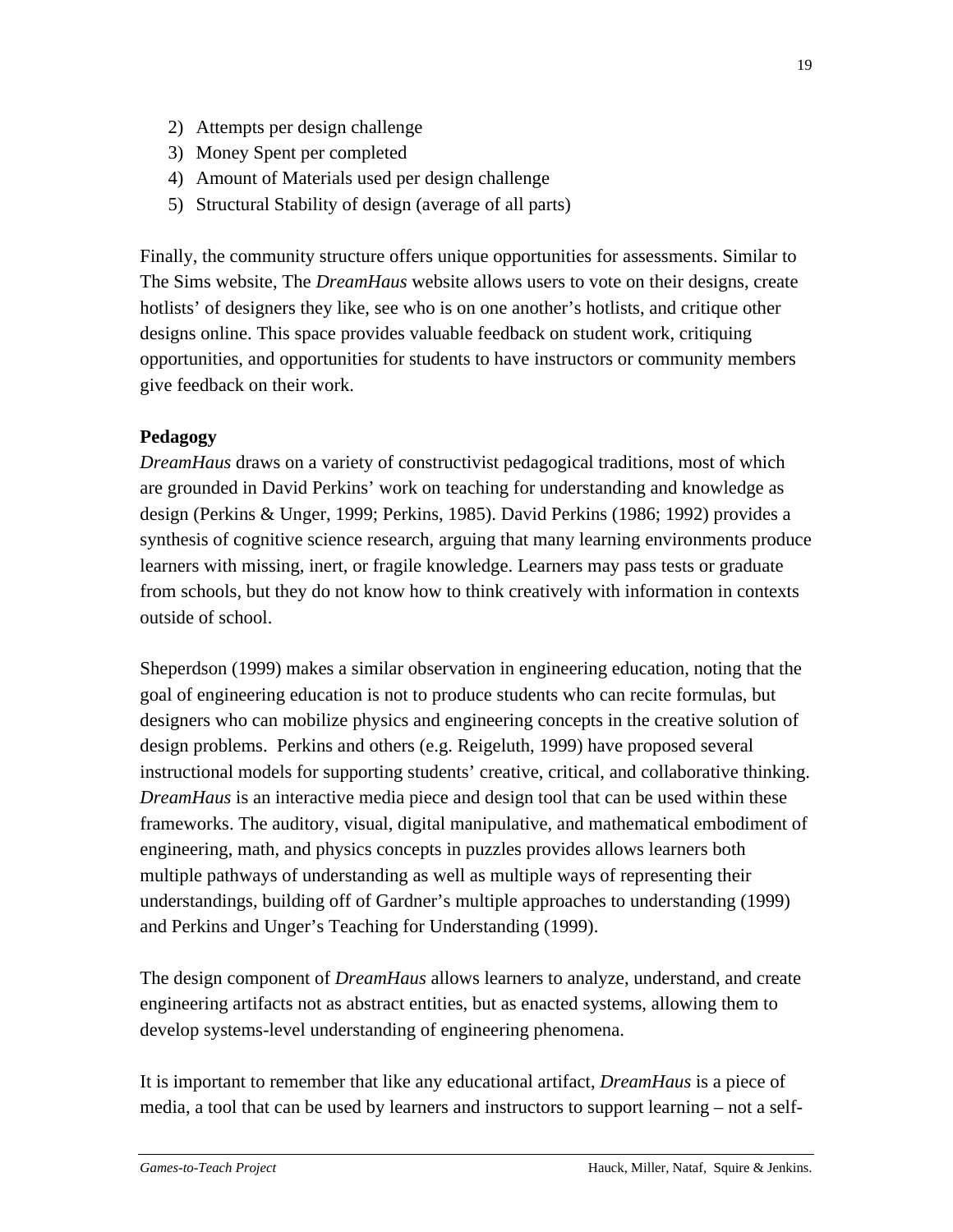2) Attempts per design challenge
3) Money Spent per completed
4) Amount of Materials used per design challenge
5) Structural Stability of design (average of all parts)

Finally, the community structure offers unique opportunities for assessments. Similar to The Sims website, The *DreamHaus* website allows users to vote on their designs, create hotlists' of designers they like, see who is on one another's hotlists, and critique other designs online. This space provides valuable feedback on student work, critiquing opportunities, and opportunities for students to have instructors or community members give feedback on their work.

**Pedagogy**

*DreamHaus* draws on a variety of constructivist pedagogical traditions, most of which are grounded in David Perkins' work on teaching for understanding and knowledge as design (Perkins & Unger, 1999; Perkins, 1985). David Perkins (1986; 1992) provides a synthesis of cognitive science research, arguing that many learning environments produce learners with missing, inert, or fragile knowledge. Learners may pass tests or graduate from schools, but they do not know how to think creatively with information in contexts outside of school.

Sheperdson (1999) makes a similar observation in engineering education, noting that the goal of engineering education is not to produce students who can recite formulas, but designers who can mobilize physics and engineering concepts in the creative solution of design problems. Perkins and others (e.g. Reigeluth, 1999) have proposed several instructional models for supporting students' creative, critical, and collaborative thinking. *DreamHaus* is an interactive media piece and design tool that can be used within these frameworks. The auditory, visual, digital manipulative, and mathematical embodiment of engineering, math, and physics concepts in puzzles provides allows learners both multiple pathways of understanding as well as multiple ways of representing their understandings, building off of Gardner's multiple approaches to understanding (1999) and Perkins and Unger's Teaching for Understanding (1999).

The design component of *DreamHaus* allows learners to analyze, understand, and create engineering artifacts not as abstract entities, but as enacted systems, allowing them to develop systems-level understanding of engineering phenomena.

It is important to remember that like any educational artifact, *DreamHaus* is a piece of media, a tool that can be used by learners and instructors to support learning – not a self-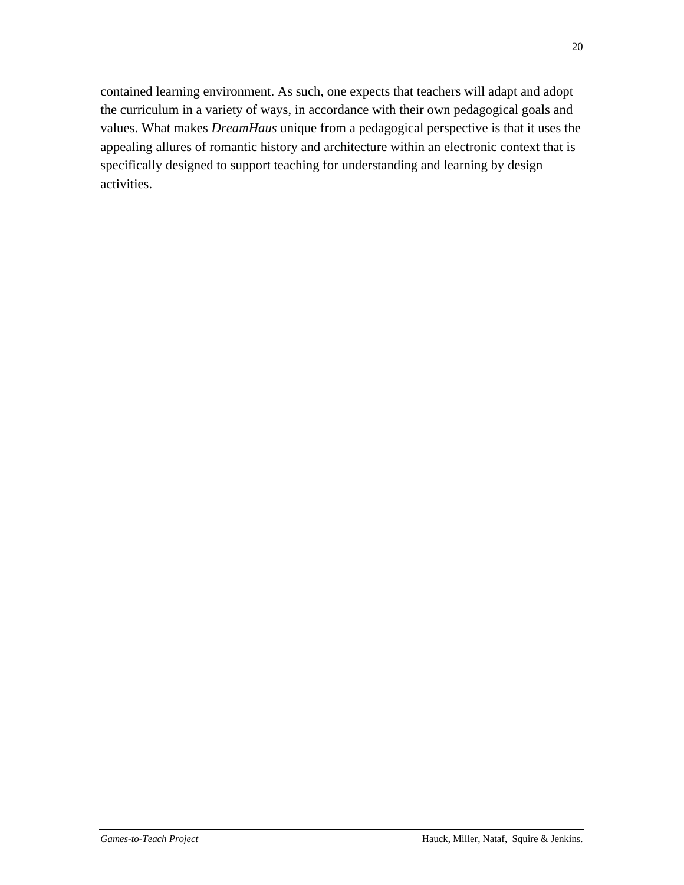contained learning environment. As such, one expects that teachers will adapt and adopt the curriculum in a variety of ways, in accordance with their own pedagogical goals and values. What makes *DreamHaus* unique from a pedagogical perspective is that it uses the appealing allures of romantic history and architecture within an electronic context that is specifically designed to support teaching for understanding and learning by design activities.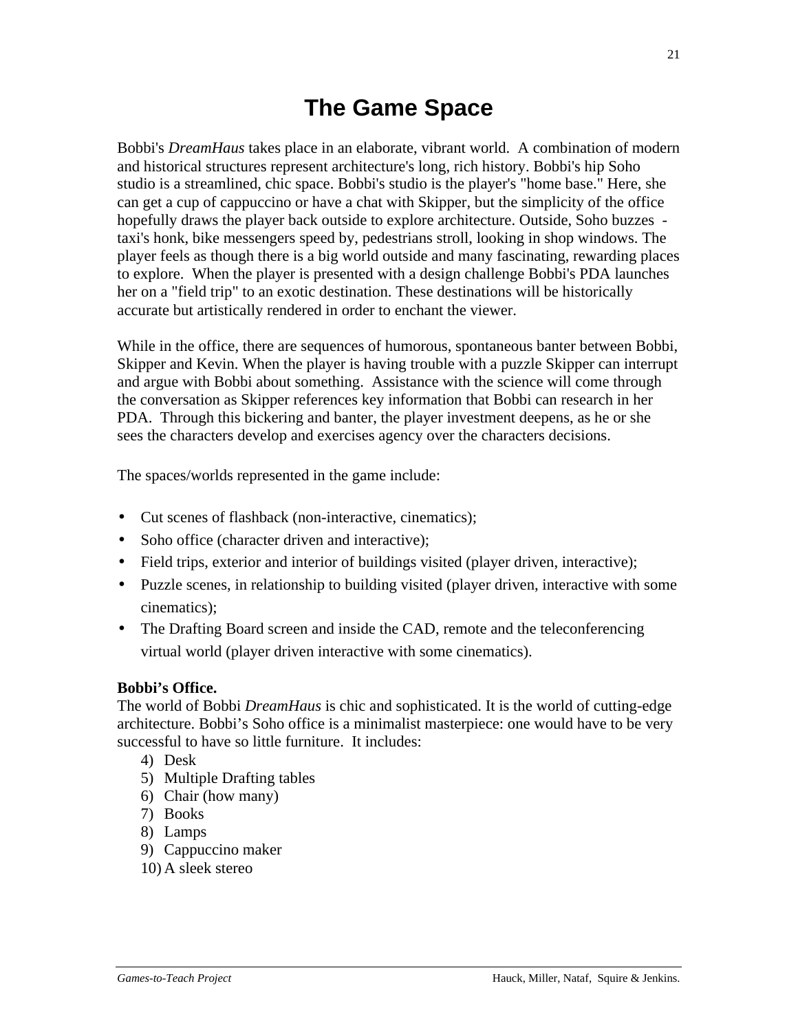# The Game Space

Bobbi's *DreamHaus* takes place in an elaborate, vibrant world. A combination of modern and historical structures represent architecture's long, rich history. Bobbi's hip Soho studio is a streamlined, chic space. Bobbi's studio is the player's "home base." Here, she can get a cup of cappuccino or have a chat with Skipper, but the simplicity of the office hopefully draws the player back outside to explore architecture. Outside, Soho buzzes - taxi's honk, bike messengers speed by, pedestrians stroll, looking in shop windows. The player feels as though there is a big world outside and many fascinating, rewarding places to explore. When the player is presented with a design challenge Bobbi's PDA launches her on a "field trip" to an exotic destination. These destinations will be historically accurate but artistically rendered in order to enchant the viewer.

While in the office, there are sequences of humorous, spontaneous banter between Bobbi, Skipper and Kevin. When the player is having trouble with a puzzle Skipper can interrupt and argue with Bobbi about something. Assistance with the science will come through the conversation as Skipper references key information that Bobbi can research in her PDA. Through this bickering and banter, the player investment deepens, as he or she sees the characters develop and exercises agency over the characters decisions.

The spaces/worlds represented in the game include:

- Cut scenes of flashback (non-interactive, cinematics);
- Soho office (character driven and interactive);
- Field trips, exterior and interior of buildings visited (player driven, interactive);
- Puzzle scenes, in relationship to building visited (player driven, interactive with some cinematics);
- The Drafting Board screen and inside the CAD, remote and the teleconferencing virtual world (player driven interactive with some cinematics).

**Bobbi's Office.**
The world of Bobbi *DreamHaus* is chic and sophisticated. It is the world of cutting-edge architecture. Bobbi's Soho office is a minimalist masterpiece: one would have to be very successful to have so little furniture. It includes:

4) Desk
5) Multiple Drafting tables
6) Chair (how many)
7) Books
8) Lamps
9) Cappuccino maker
10) A sleek stereo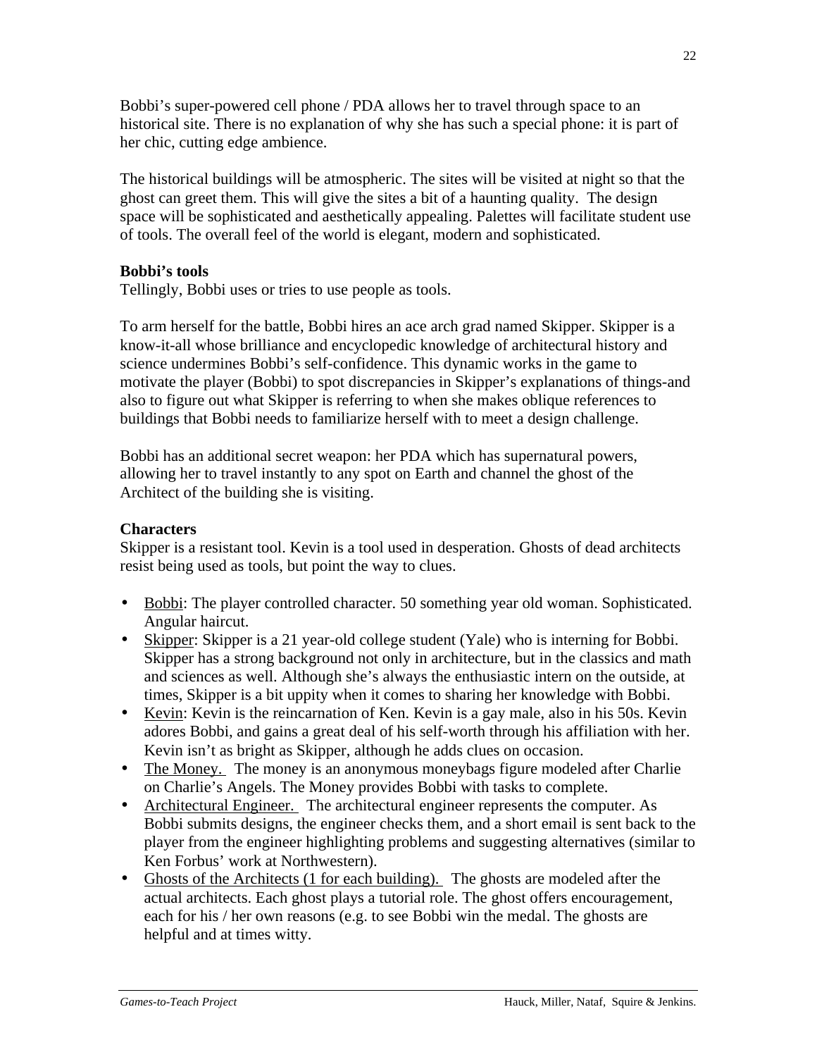Bobbi's super-powered cell phone / PDA allows her to travel through space to an historical site. There is no explanation of why she has such a special phone: it is part of her chic, cutting edge ambience.

The historical buildings will be atmospheric. The sites will be visited at night so that the ghost can greet them. This will give the sites a bit of a haunting quality. The design space will be sophisticated and aesthetically appealing. Palettes will facilitate student use of tools. The overall feel of the world is elegant, modern and sophisticated.

**Bobbi's tools**

Tellingly, Bobbi uses or tries to use people as tools.

To arm herself for the battle, Bobbi hires an ace arch grad named Skipper. Skipper is a know-it-all whose brilliance and encyclopedic knowledge of architectural history and science undermines Bobbi's self-confidence. This dynamic works in the game to motivate the player (Bobbi) to spot discrepancies in Skipper's explanations of things-and also to figure out what Skipper is referring to when she makes oblique references to buildings that Bobbi needs to familiarize herself with to meet a design challenge.

Bobbi has an additional secret weapon: her PDA which has supernatural powers, allowing her to travel instantly to any spot on Earth and channel the ghost of the Architect of the building she is visiting.

**Characters**

Skipper is a resistant tool. Kevin is a tool used in desperation. Ghosts of dead architects resist being used as tools, but point the way to clues.

- Bobbi: The player controlled character. 50 something year old woman. Sophisticated. Angular haircut.
- Skipper: Skipper is a 21 year-old college student (Yale) who is interning for Bobbi. Skipper has a strong background not only in architecture, but in the classics and math and sciences as well. Although she's always the enthusiastic intern on the outside, at times, Skipper is a bit uppity when it comes to sharing her knowledge with Bobbi.
- Kevin: Kevin is the reincarnation of Ken. Kevin is a gay male, also in his 50s. Kevin adores Bobbi, and gains a great deal of his self-worth through his affiliation with her. Kevin isn't as bright as Skipper, although he adds clues on occasion.
- The Money. The money is an anonymous moneybags figure modeled after Charlie on Charlie's Angels. The Money provides Bobbi with tasks to complete.
- Architectural Engineer. The architectural engineer represents the computer. As Bobbi submits designs, the engineer checks them, and a short email is sent back to the player from the engineer highlighting problems and suggesting alternatives (similar to Ken Forbus' work at Northwestern).
- Ghosts of the Architects (1 for each building). The ghosts are modeled after the actual architects. Each ghost plays a tutorial role. The ghost offers encouragement, each for his / her own reasons (e.g. to see Bobbi win the medal. The ghosts are helpful and at times witty.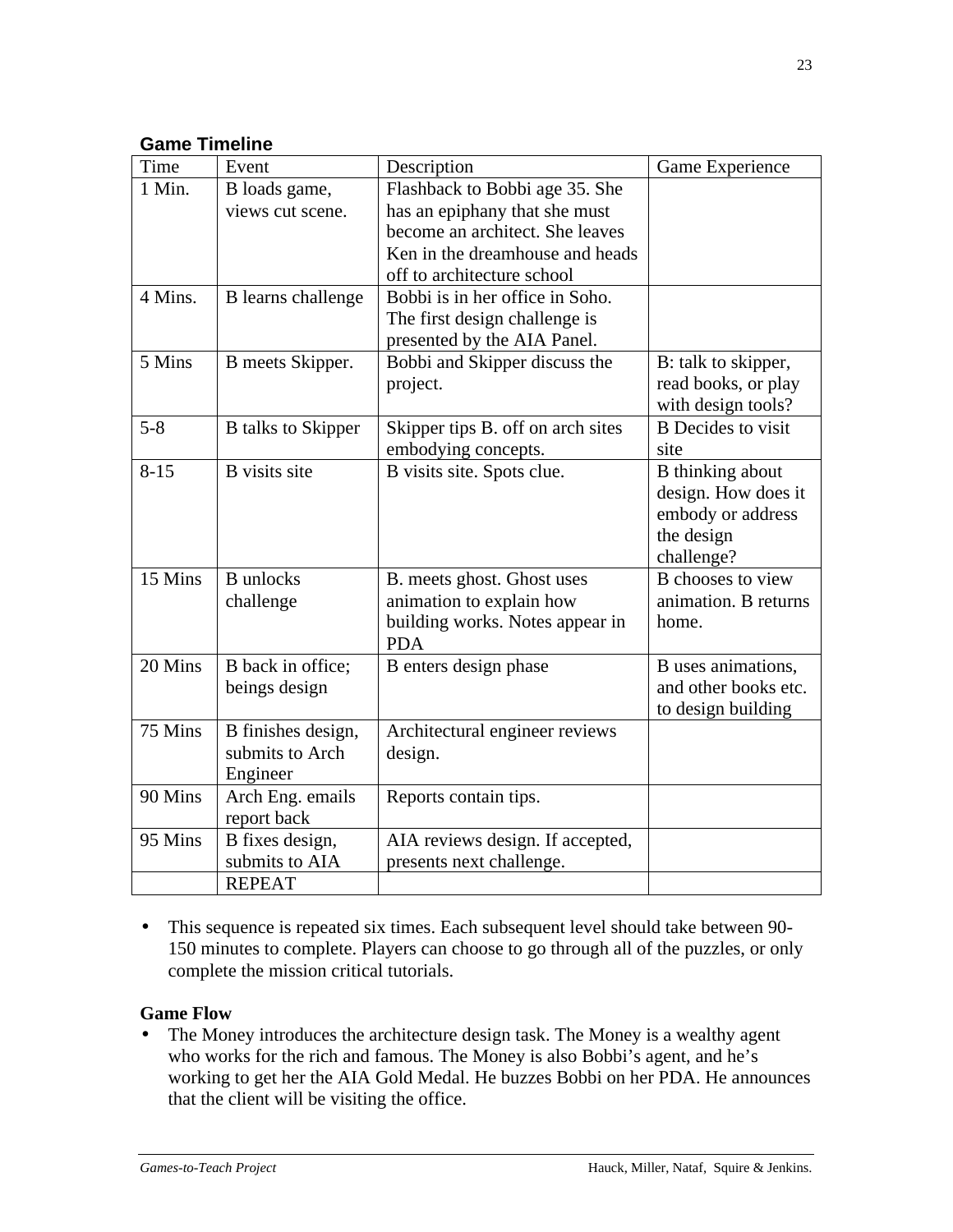### Game Timeline

| Time | Event | Description | Game Experience |
| --- | --- | --- | --- |
| 1 Min. | B loads game, views cut scene. | Flashback to Bobbi age 35. She has an epiphany that she must become an architect. She leaves Ken in the dreamhouse and heads off to architecture school | |
| 4 Mins. | B learns challenge | Bobbi is in her office in Soho. The first design challenge is presented by the AIA Panel. | |
| 5 Mins | B meets Skipper. | Bobbi and Skipper discuss the project. | B: talk to skipper, read books, or play with design tools? |
| 5-8 | B talks to Skipper | Skipper tips B. off on arch sites embodying concepts. | B Decides to visit site |
| 8-15 | B visits site | B visits site. Spots clue. | B thinking about design. How does it embody or address the design challenge? |
| 15 Mins | B unlocks challenge | B. meets ghost. Ghost uses animation to explain how building works. Notes appear in PDA | B chooses to view animation. B returns home. |
| 20 Mins | B back in office; beings design | B enters design phase | B uses animations, and other books etc. to design building |
| 75 Mins | B finishes design, submits to Arch Engineer | Architectural engineer reviews design. | |
| 90 Mins | Arch Eng. emails report back | Reports contain tips. | |
| 95 Mins | B fixes design, submits to AIA | AIA reviews design. If accepted, presents next challenge. | |
| | REPEAT | | |

- This sequence is repeated six times. Each subsequent level should take between 90-150 minutes to complete. Players can choose to go through all of the puzzles, or only complete the mission critical tutorials.

**Game Flow**

- The Money introduces the architecture design task. The Money is a wealthy agent who works for the rich and famous. The Money is also Bobbi's agent, and he's working to get her the AIA Gold Medal. He buzzes Bobbi on her PDA. He announces that the client will be visiting the office.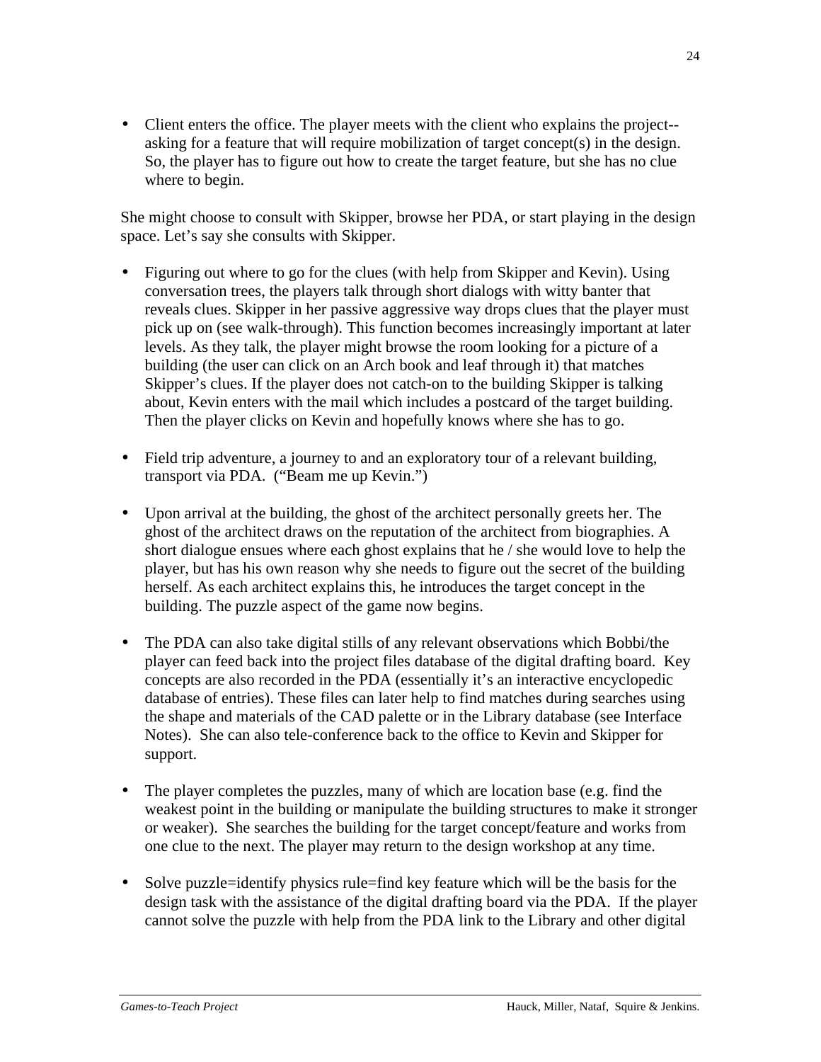- Client enters the office. The player meets with the client who explains the project--asking for a feature that will require mobilization of target concept(s) in the design. So, the player has to figure out how to create the target feature, but she has no clue where to begin.

She might choose to consult with Skipper, browse her PDA, or start playing in the design space. Let's say she consults with Skipper.

- Figuring out where to go for the clues (with help from Skipper and Kevin). Using conversation trees, the players talk through short dialogs with witty banter that reveals clues. Skipper in her passive aggressive way drops clues that the player must pick up on (see walk-through). This function becomes increasingly important at later levels. As they talk, the player might browse the room looking for a picture of a building (the user can click on an Arch book and leaf through it) that matches Skipper's clues. If the player does not catch-on to the building Skipper is talking about, Kevin enters with the mail which includes a postcard of the target building. Then the player clicks on Kevin and hopefully knows where she has to go.

- Field trip adventure, a journey to and an exploratory tour of a relevant building, transport via PDA. ("Beam me up Kevin.")

- Upon arrival at the building, the ghost of the architect personally greets her. The ghost of the architect draws on the reputation of the architect from biographies. A short dialogue ensues where each ghost explains that he / she would love to help the player, but has his own reason why she needs to figure out the secret of the building herself. As each architect explains this, he introduces the target concept in the building. The puzzle aspect of the game now begins.

- The PDA can also take digital stills of any relevant observations which Bobbi/the player can feed back into the project files database of the digital drafting board. Key concepts are also recorded in the PDA (essentially it's an interactive encyclopedic database of entries). These files can later help to find matches during searches using the shape and materials of the CAD palette or in the Library database (see Interface Notes). She can also tele-conference back to the office to Kevin and Skipper for support.

- The player completes the puzzles, many of which are location base (e.g. find the weakest point in the building or manipulate the building structures to make it stronger or weaker). She searches the building for the target concept/feature and works from one clue to the next. The player may return to the design workshop at any time.

- Solve puzzle=identify physics rule=find key feature which will be the basis for the design task with the assistance of the digital drafting board via the PDA. If the player cannot solve the puzzle with help from the PDA link to the Library and other digital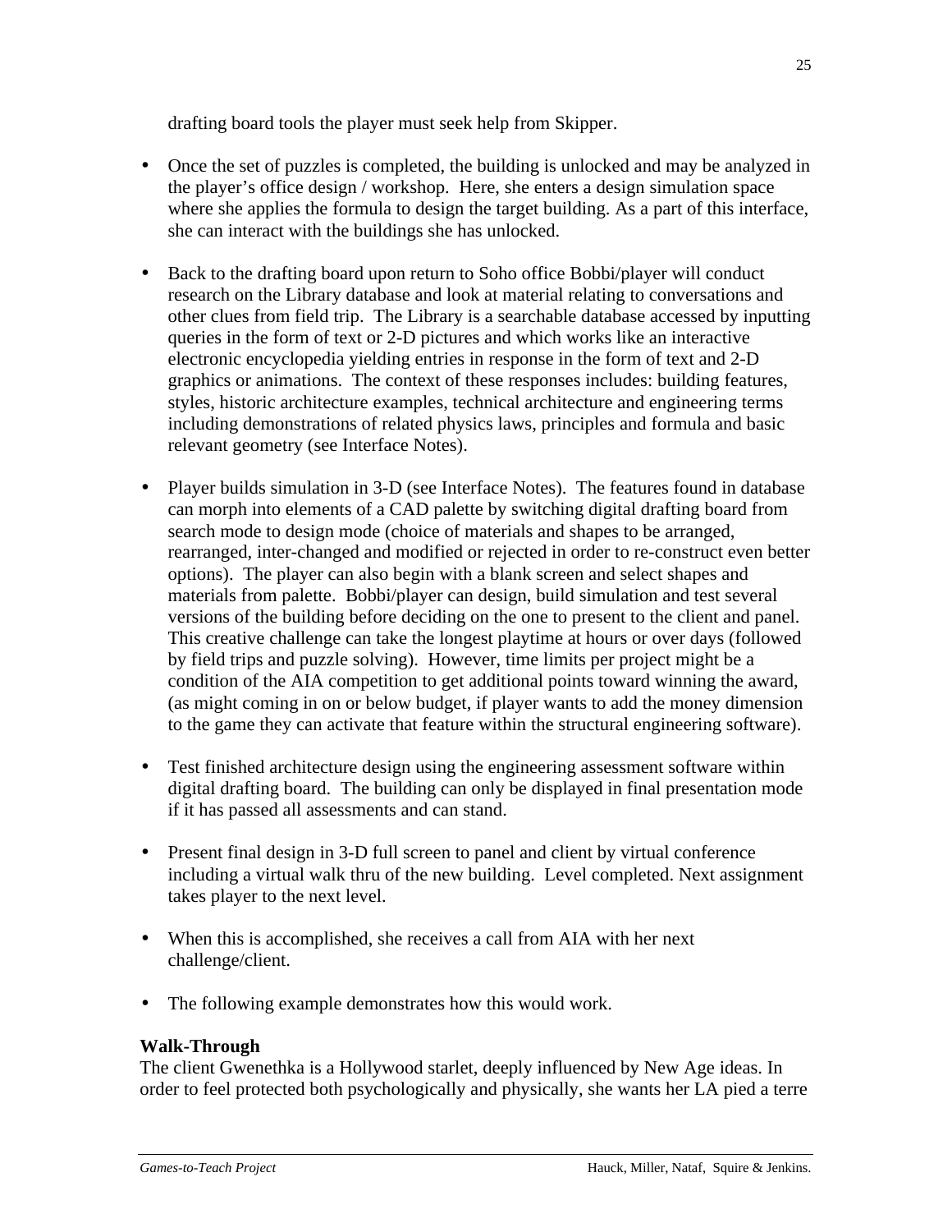drafting board tools the player must seek help from Skipper.

- Once the set of puzzles is completed, the building is unlocked and may be analyzed in the player's office design / workshop. Here, she enters a design simulation space where she applies the formula to design the target building. As a part of this interface, she can interact with the buildings she has unlocked.

- Back to the drafting board upon return to Soho office Bobbi/player will conduct research on the Library database and look at material relating to conversations and other clues from field trip. The Library is a searchable database accessed by inputting queries in the form of text or 2-D pictures and which works like an interactive electronic encyclopedia yielding entries in response in the form of text and 2-D graphics or animations. The context of these responses includes: building features, styles, historic architecture examples, technical architecture and engineering terms including demonstrations of related physics laws, principles and formula and basic relevant geometry (see Interface Notes).

- Player builds simulation in 3-D (see Interface Notes). The features found in database can morph into elements of a CAD palette by switching digital drafting board from search mode to design mode (choice of materials and shapes to be arranged, rearranged, inter-changed and modified or rejected in order to re-construct even better options). The player can also begin with a blank screen and select shapes and materials from palette. Bobbi/player can design, build simulation and test several versions of the building before deciding on the one to present to the client and panel. This creative challenge can take the longest playtime at hours or over days (followed by field trips and puzzle solving). However, time limits per project might be a condition of the AIA competition to get additional points toward winning the award, (as might coming in on or below budget, if player wants to add the money dimension to the game they can activate that feature within the structural engineering software).

- Test finished architecture design using the engineering assessment software within digital drafting board. The building can only be displayed in final presentation mode if it has passed all assessments and can stand.

- Present final design in 3-D full screen to panel and client by virtual conference including a virtual walk thru of the new building. Level completed. Next assignment takes player to the next level.

- When this is accomplished, she receives a call from AIA with her next challenge/client.

- The following example demonstrates how this would work.

**Walk-Through**

The client Gwenethka is a Hollywood starlet, deeply influenced by New Age ideas. In order to feel protected both psychologically and physically, she wants her LA pied a terre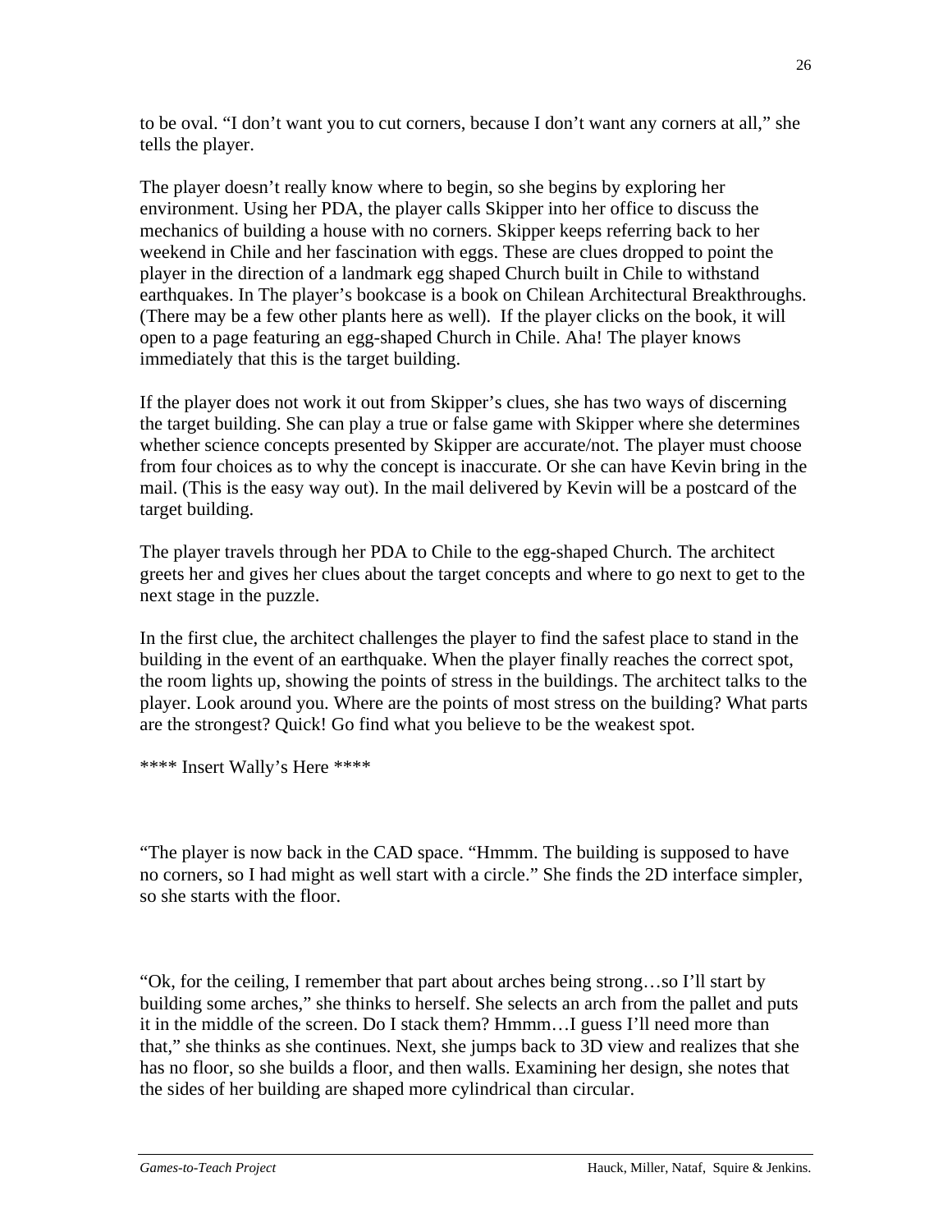to be oval. “I don’t want you to cut corners, because I don’t want any corners at all,” she tells the player.

The player doesn’t really know where to begin, so she begins by exploring her environment. Using her PDA, the player calls Skipper into her office to discuss the mechanics of building a house with no corners. Skipper keeps referring back to her weekend in Chile and her fascination with eggs. These are clues dropped to point the player in the direction of a landmark egg shaped Church built in Chile to withstand earthquakes. In The player’s bookcase is a book on Chilean Architectural Breakthroughs. (There may be a few other plants here as well). If the player clicks on the book, it will open to a page featuring an egg-shaped Church in Chile. Aha! The player knows immediately that this is the target building.

If the player does not work it out from Skipper’s clues, she has two ways of discerning the target building. She can play a true or false game with Skipper where she determines whether science concepts presented by Skipper are accurate/not. The player must choose from four choices as to why the concept is inaccurate. Or she can have Kevin bring in the mail. (This is the easy way out). In the mail delivered by Kevin will be a postcard of the target building.

The player travels through her PDA to Chile to the egg-shaped Church. The architect greets her and gives her clues about the target concepts and where to go next to get to the next stage in the puzzle.

In the first clue, the architect challenges the player to find the safest place to stand in the building in the event of an earthquake. When the player finally reaches the correct spot, the room lights up, showing the points of stress in the buildings. The architect talks to the player. Look around you. Where are the points of most stress on the building? What parts are the strongest? Quick! Go find what you believe to be the weakest spot.

**** Insert Wally’s Here ****

“The player is now back in the CAD space. “Hmmm. The building is supposed to have no corners, so I had might as well start with a circle.” She finds the 2D interface simpler, so she starts with the floor.

“Ok, for the ceiling, I remember that part about arches being strong…so I’ll start by building some arches,” she thinks to herself. She selects an arch from the pallet and puts it in the middle of the screen. Do I stack them? Hmmm…I guess I’ll need more than that,” she thinks as she continues. Next, she jumps back to 3D view and realizes that she has no floor, so she builds a floor, and then walls. Examining her design, she notes that the sides of her building are shaped more cylindrical than circular.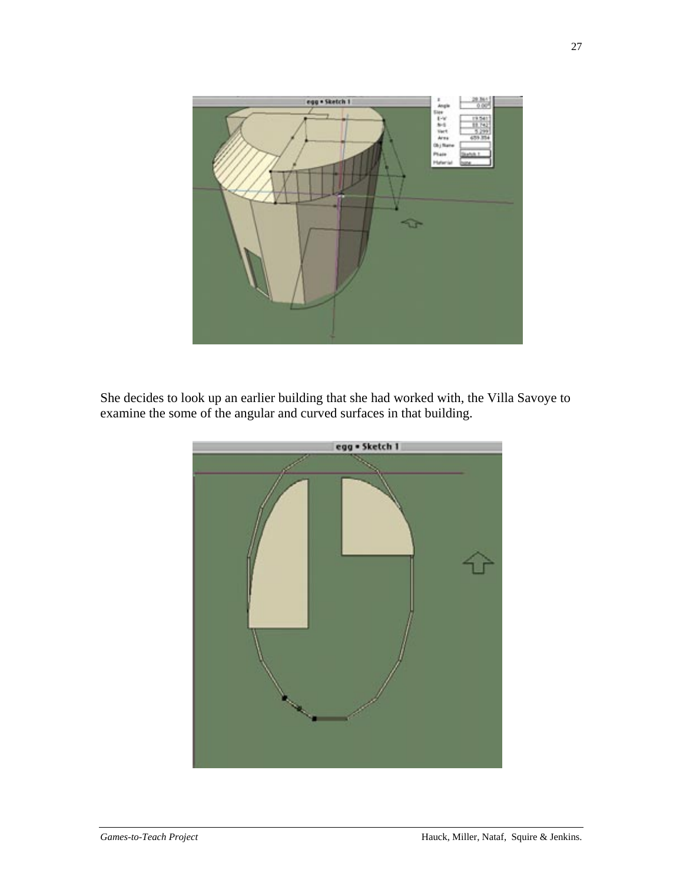She decides to look up an earlier building that she had worked with, the Villa Savoye to examine the some of the angular and curved surfaces in that building.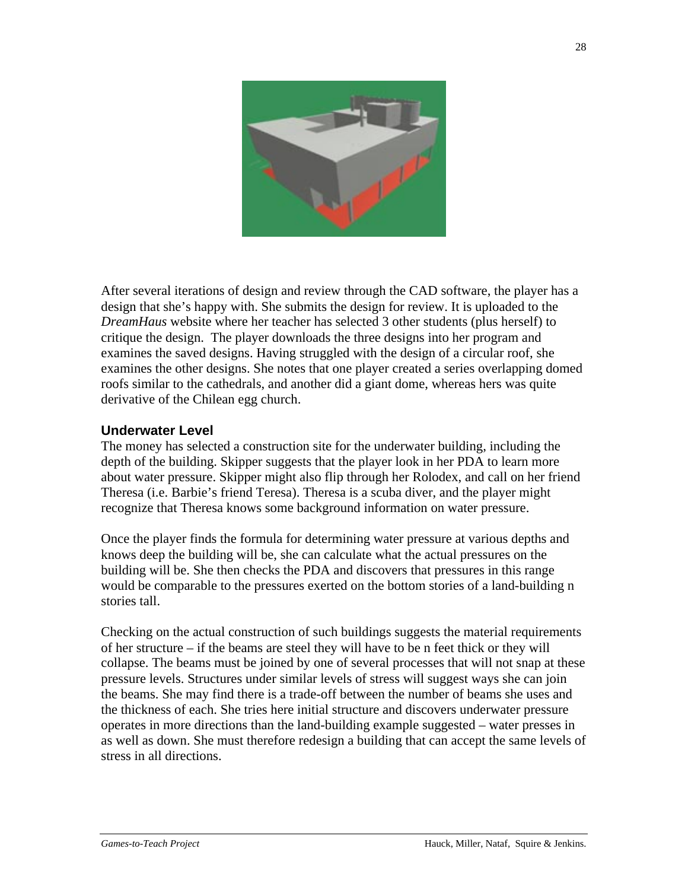After several iterations of design and review through the CAD software, the player has a design that she's happy with. She submits the design for review. It is uploaded to the *DreamHaus* website where her teacher has selected 3 other students (plus herself) to critique the design. The player downloads the three designs into her program and examines the saved designs. Having struggled with the design of a circular roof, she examines the other designs. She notes that one player created a series overlapping domed roofs similar to the cathedrals, and another did a giant dome, whereas hers was quite derivative of the Chilean egg church.

### Underwater Level

The money has selected a construction site for the underwater building, including the depth of the building. Skipper suggests that the player look in her PDA to learn more about water pressure. Skipper might also flip through her Rolodex, and call on her friend Theresa (i.e. Barbie's friend Teresa). Theresa is a scuba diver, and the player might recognize that Theresa knows some background information on water pressure.

Once the player finds the formula for determining water pressure at various depths and knows deep the building will be, she can calculate what the actual pressures on the building will be. She then checks the PDA and discovers that pressures in this range would be comparable to the pressures exerted on the bottom stories of a land-building n stories tall.

Checking on the actual construction of such buildings suggests the material requirements of her structure – if the beams are steel they will have to be n feet thick or they will collapse. The beams must be joined by one of several processes that will not snap at these pressure levels. Structures under similar levels of stress will suggest ways she can join the beams. She may find there is a trade-off between the number of beams she uses and the thickness of each. She tries here initial structure and discovers underwater pressure operates in more directions than the land-building example suggested – water presses in as well as down. She must therefore redesign a building that can accept the same levels of stress in all directions.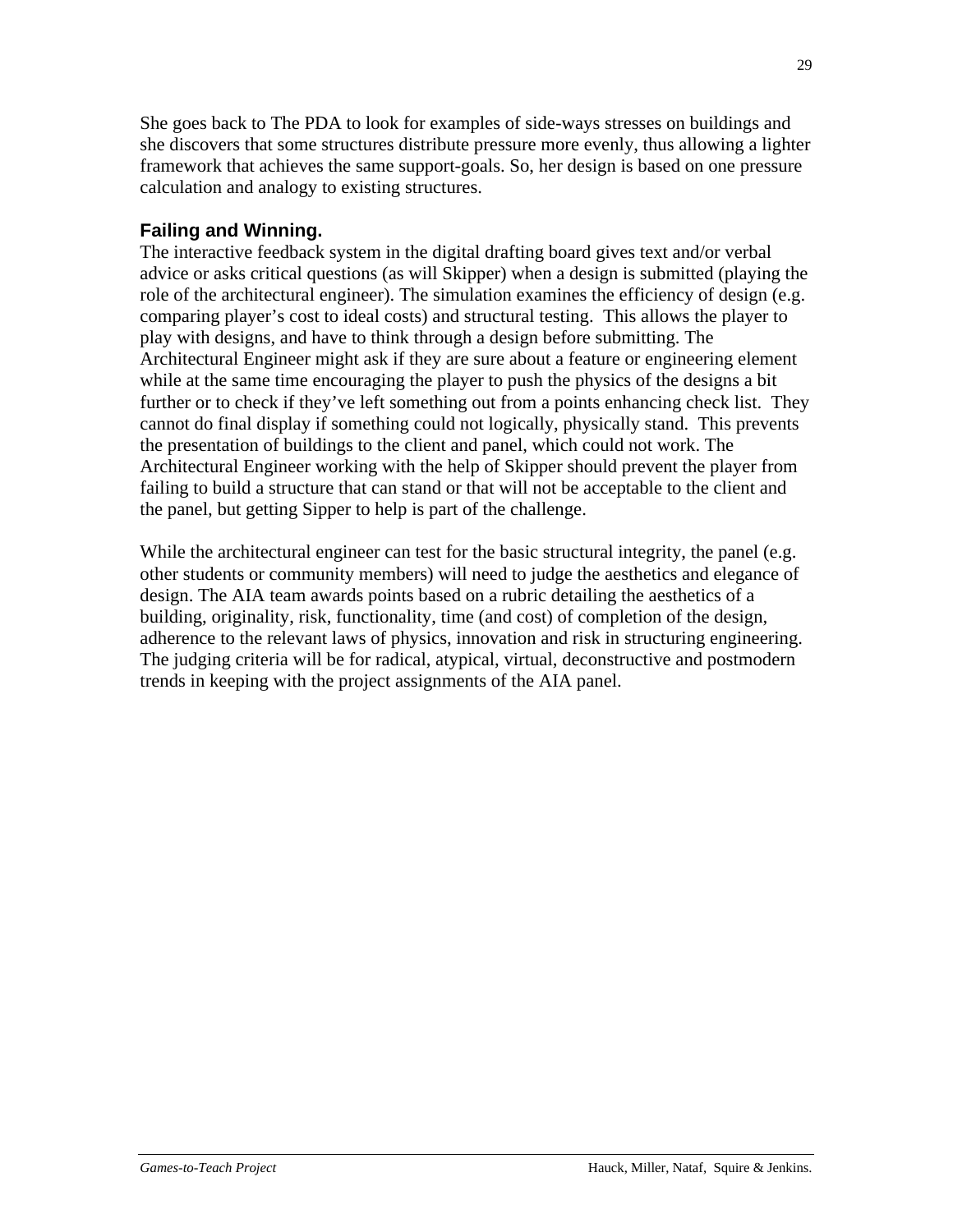She goes back to The PDA to look for examples of side-ways stresses on buildings and she discovers that some structures distribute pressure more evenly, thus allowing a lighter framework that achieves the same support-goals. So, her design is based on one pressure calculation and analogy to existing structures.

### Failing and Winning.

The interactive feedback system in the digital drafting board gives text and/or verbal advice or asks critical questions (as will Skipper) when a design is submitted (playing the role of the architectural engineer). The simulation examines the efficiency of design (e.g. comparing player's cost to ideal costs) and structural testing. This allows the player to play with designs, and have to think through a design before submitting. The Architectural Engineer might ask if they are sure about a feature or engineering element while at the same time encouraging the player to push the physics of the designs a bit further or to check if they've left something out from a points enhancing check list. They cannot do final display if something could not logically, physically stand. This prevents the presentation of buildings to the client and panel, which could not work. The Architectural Engineer working with the help of Skipper should prevent the player from failing to build a structure that can stand or that will not be acceptable to the client and the panel, but getting Sipper to help is part of the challenge.

While the architectural engineer can test for the basic structural integrity, the panel (e.g. other students or community members) will need to judge the aesthetics and elegance of design. The AIA team awards points based on a rubric detailing the aesthetics of a building, originality, risk, functionality, time (and cost) of completion of the design, adherence to the relevant laws of physics, innovation and risk in structuring engineering. The judging criteria will be for radical, atypical, virtual, deconstructive and postmodern trends in keeping with the project assignments of the AIA panel.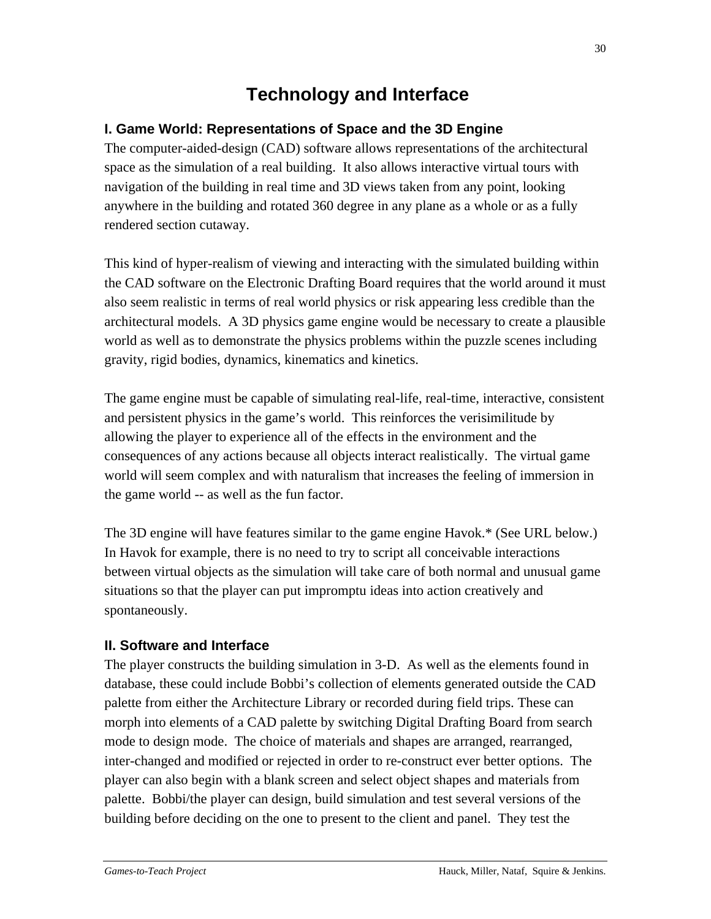# Technology and Interface

## I. Game World: Representations of Space and the 3D Engine

The computer-aided-design (CAD) software allows representations of the architectural space as the simulation of a real building. It also allows interactive virtual tours with navigation of the building in real time and 3D views taken from any point, looking anywhere in the building and rotated 360 degree in any plane as a whole or as a fully rendered section cutaway.

This kind of hyper-realism of viewing and interacting with the simulated building within the CAD software on the Electronic Drafting Board requires that the world around it must also seem realistic in terms of real world physics or risk appearing less credible than the architectural models. A 3D physics game engine would be necessary to create a plausible world as well as to demonstrate the physics problems within the puzzle scenes including gravity, rigid bodies, dynamics, kinematics and kinetics.

The game engine must be capable of simulating real-life, real-time, interactive, consistent and persistent physics in the game's world. This reinforces the verisimilitude by allowing the player to experience all of the effects in the environment and the consequences of any actions because all objects interact realistically. The virtual game world will seem complex and with naturalism that increases the feeling of immersion in the game world -- as well as the fun factor.

The 3D engine will have features similar to the game engine Havok.* (See URL below.) In Havok for example, there is no need to try to script all conceivable interactions between virtual objects as the simulation will take care of both normal and unusual game situations so that the player can put impromptu ideas into action creatively and spontaneously.

## II. Software and Interface

The player constructs the building simulation in 3-D. As well as the elements found in database, these could include Bobbi's collection of elements generated outside the CAD palette from either the Architecture Library or recorded during field trips. These can morph into elements of a CAD palette by switching Digital Drafting Board from search mode to design mode. The choice of materials and shapes are arranged, rearranged, inter-changed and modified or rejected in order to re-construct ever better options. The player can also begin with a blank screen and select object shapes and materials from palette. Bobbi/the player can design, build simulation and test several versions of the building before deciding on the one to present to the client and panel. They test the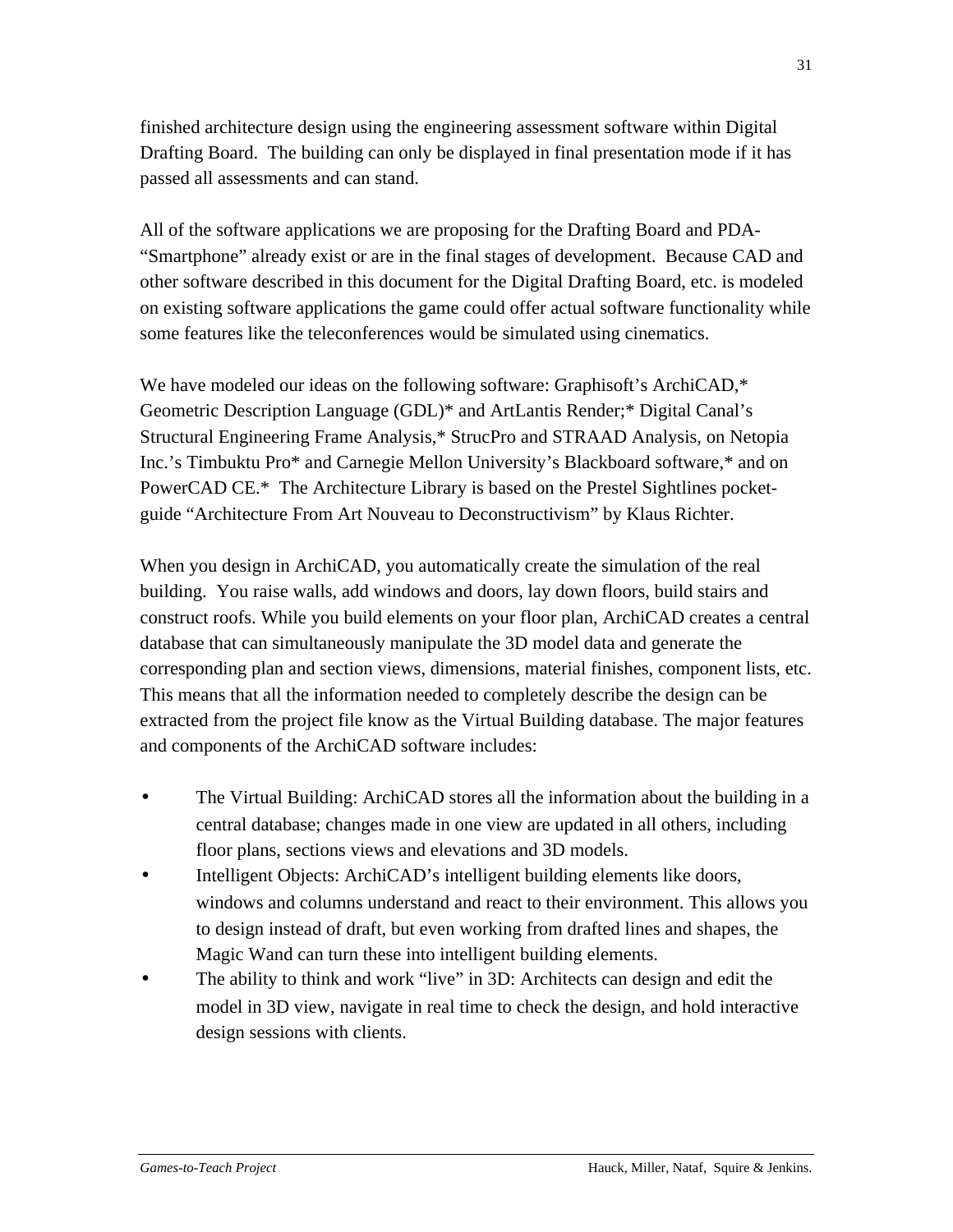finished architecture design using the engineering assessment software within Digital Drafting Board. The building can only be displayed in final presentation mode if it has passed all assessments and can stand.

All of the software applications we are proposing for the Drafting Board and PDA-"Smartphone" already exist or are in the final stages of development. Because CAD and other software described in this document for the Digital Drafting Board, etc. is modeled on existing software applications the game could offer actual software functionality while some features like the teleconferences would be simulated using cinematics.

We have modeled our ideas on the following software: Graphisoft's ArchiCAD,* Geometric Description Language (GDL)* and ArtLantis Render;* Digital Canal's Structural Engineering Frame Analysis,* StrucPro and STRAAD Analysis, on Netopia Inc.'s Timbuktu Pro* and Carnegie Mellon University's Blackboard software,* and on PowerCAD CE.* The Architecture Library is based on the Prestel Sightlines pocket-guide "Architecture From Art Nouveau to Deconstructivism" by Klaus Richter.

When you design in ArchiCAD, you automatically create the simulation of the real building. You raise walls, add windows and doors, lay down floors, build stairs and construct roofs. While you build elements on your floor plan, ArchiCAD creates a central database that can simultaneously manipulate the 3D model data and generate the corresponding plan and section views, dimensions, material finishes, component lists, etc. This means that all the information needed to completely describe the design can be extracted from the project file know as the Virtual Building database. The major features and components of the ArchiCAD software includes:

- The Virtual Building: ArchiCAD stores all the information about the building in a central database; changes made in one view are updated in all others, including floor plans, sections views and elevations and 3D models.
- Intelligent Objects: ArchiCAD's intelligent building elements like doors, windows and columns understand and react to their environment. This allows you to design instead of draft, but even working from drafted lines and shapes, the Magic Wand can turn these into intelligent building elements.
- The ability to think and work "live" in 3D: Architects can design and edit the model in 3D view, navigate in real time to check the design, and hold interactive design sessions with clients.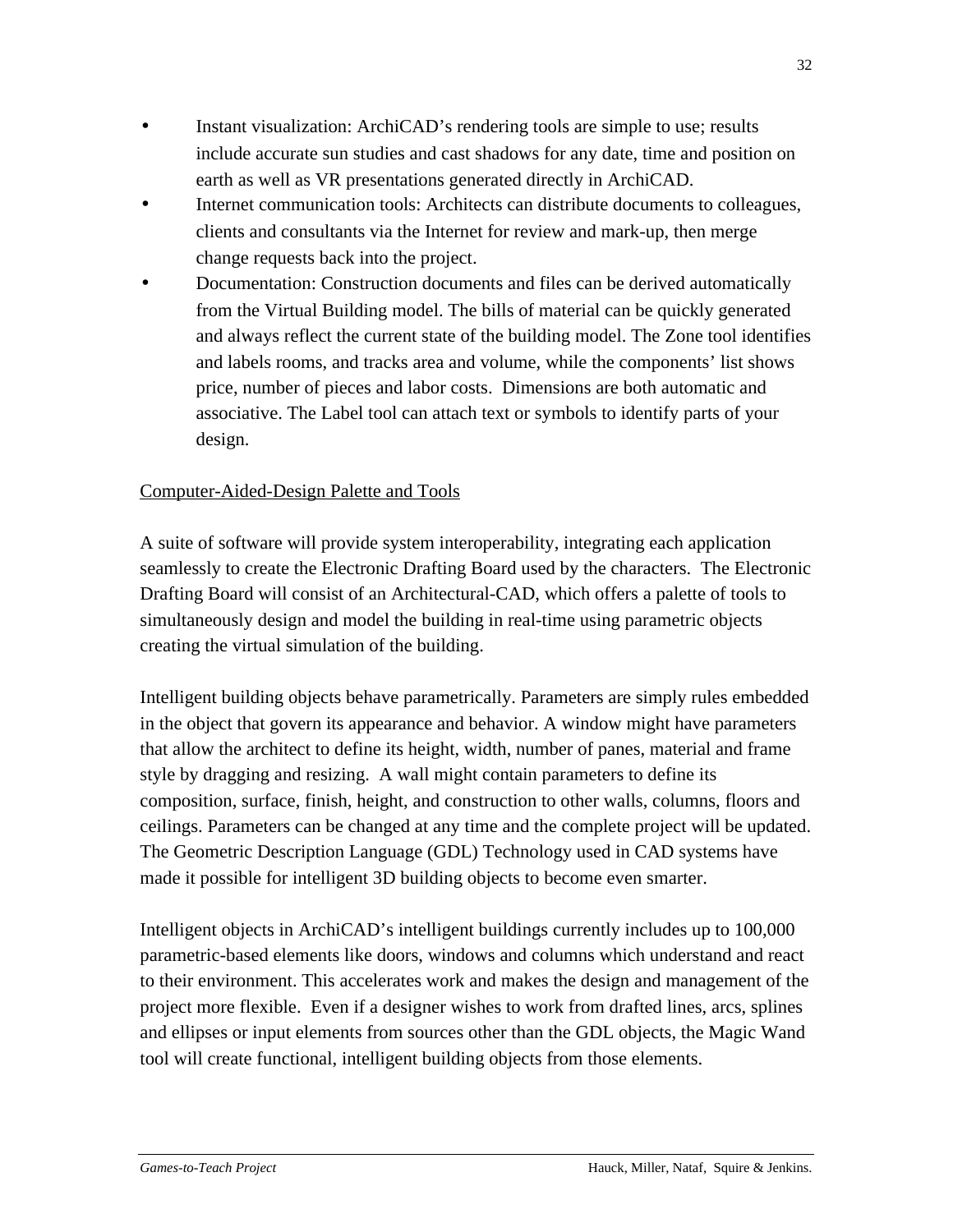- Instant visualization: ArchiCAD's rendering tools are simple to use; results include accurate sun studies and cast shadows for any date, time and position on earth as well as VR presentations generated directly in ArchiCAD.
- Internet communication tools: Architects can distribute documents to colleagues, clients and consultants via the Internet for review and mark-up, then merge change requests back into the project.
- Documentation: Construction documents and files can be derived automatically from the Virtual Building model. The bills of material can be quickly generated and always reflect the current state of the building model. The Zone tool identifies and labels rooms, and tracks area and volume, while the components' list shows price, number of pieces and labor costs. Dimensions are both automatic and associative. The Label tool can attach text or symbols to identify parts of your design.

<u>Computer-Aided-Design Palette and Tools</u>

A suite of software will provide system interoperability, integrating each application seamlessly to create the Electronic Drafting Board used by the characters. The Electronic Drafting Board will consist of an Architectural-CAD, which offers a palette of tools to simultaneously design and model the building in real-time using parametric objects creating the virtual simulation of the building.

Intelligent building objects behave parametrically. Parameters are simply rules embedded in the object that govern its appearance and behavior. A window might have parameters that allow the architect to define its height, width, number of panes, material and frame style by dragging and resizing. A wall might contain parameters to define its composition, surface, finish, height, and construction to other walls, columns, floors and ceilings. Parameters can be changed at any time and the complete project will be updated. The Geometric Description Language (GDL) Technology used in CAD systems have made it possible for intelligent 3D building objects to become even smarter.

Intelligent objects in ArchiCAD's intelligent buildings currently includes up to 100,000 parametric-based elements like doors, windows and columns which understand and react to their environment. This accelerates work and makes the design and management of the project more flexible. Even if a designer wishes to work from drafted lines, arcs, splines and ellipses or input elements from sources other than the GDL objects, the Magic Wand tool will create functional, intelligent building objects from those elements.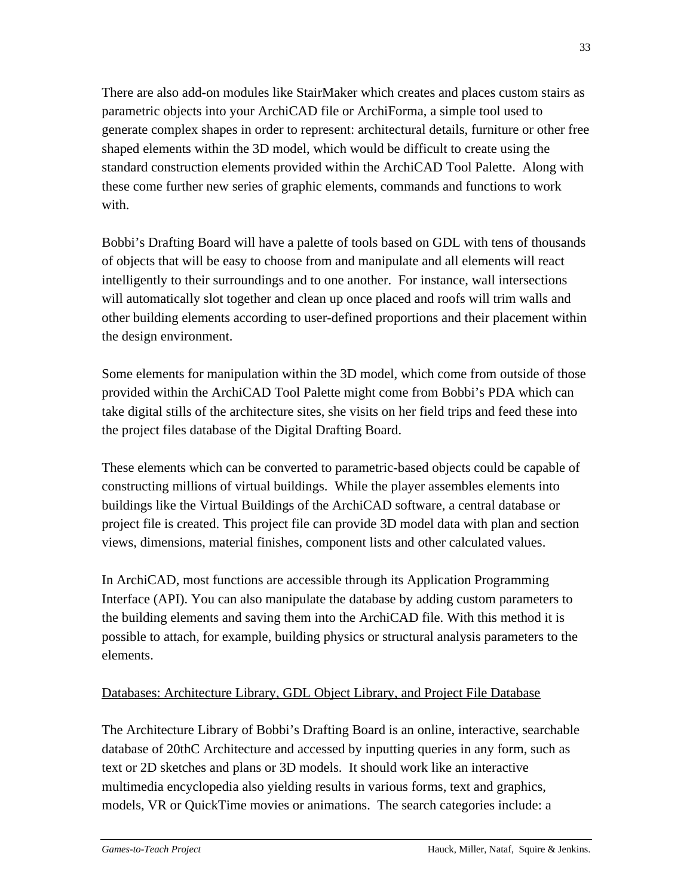There are also add-on modules like StairMaker which creates and places custom stairs as parametric objects into your ArchiCAD file or ArchiForma, a simple tool used to generate complex shapes in order to represent: architectural details, furniture or other free shaped elements within the 3D model, which would be difficult to create using the standard construction elements provided within the ArchiCAD Tool Palette. Along with these come further new series of graphic elements, commands and functions to work with.

Bobbi's Drafting Board will have a palette of tools based on GDL with tens of thousands of objects that will be easy to choose from and manipulate and all elements will react intelligently to their surroundings and to one another. For instance, wall intersections will automatically slot together and clean up once placed and roofs will trim walls and other building elements according to user-defined proportions and their placement within the design environment.

Some elements for manipulation within the 3D model, which come from outside of those provided within the ArchiCAD Tool Palette might come from Bobbi's PDA which can take digital stills of the architecture sites, she visits on her field trips and feed these into the project files database of the Digital Drafting Board.

These elements which can be converted to parametric-based objects could be capable of constructing millions of virtual buildings. While the player assembles elements into buildings like the Virtual Buildings of the ArchiCAD software, a central database or project file is created. This project file can provide 3D model data with plan and section views, dimensions, material finishes, component lists and other calculated values.

In ArchiCAD, most functions are accessible through its Application Programming Interface (API). You can also manipulate the database by adding custom parameters to the building elements and saving them into the ArchiCAD file. With this method it is possible to attach, for example, building physics or structural analysis parameters to the elements.

<u>Databases: Architecture Library, GDL Object Library, and Project File Database</u>

The Architecture Library of Bobbi's Drafting Board is an online, interactive, searchable database of 20thC Architecture and accessed by inputting queries in any form, such as text or 2D sketches and plans or 3D models. It should work like an interactive multimedia encyclopedia also yielding results in various forms, text and graphics, models, VR or QuickTime movies or animations. The search categories include: a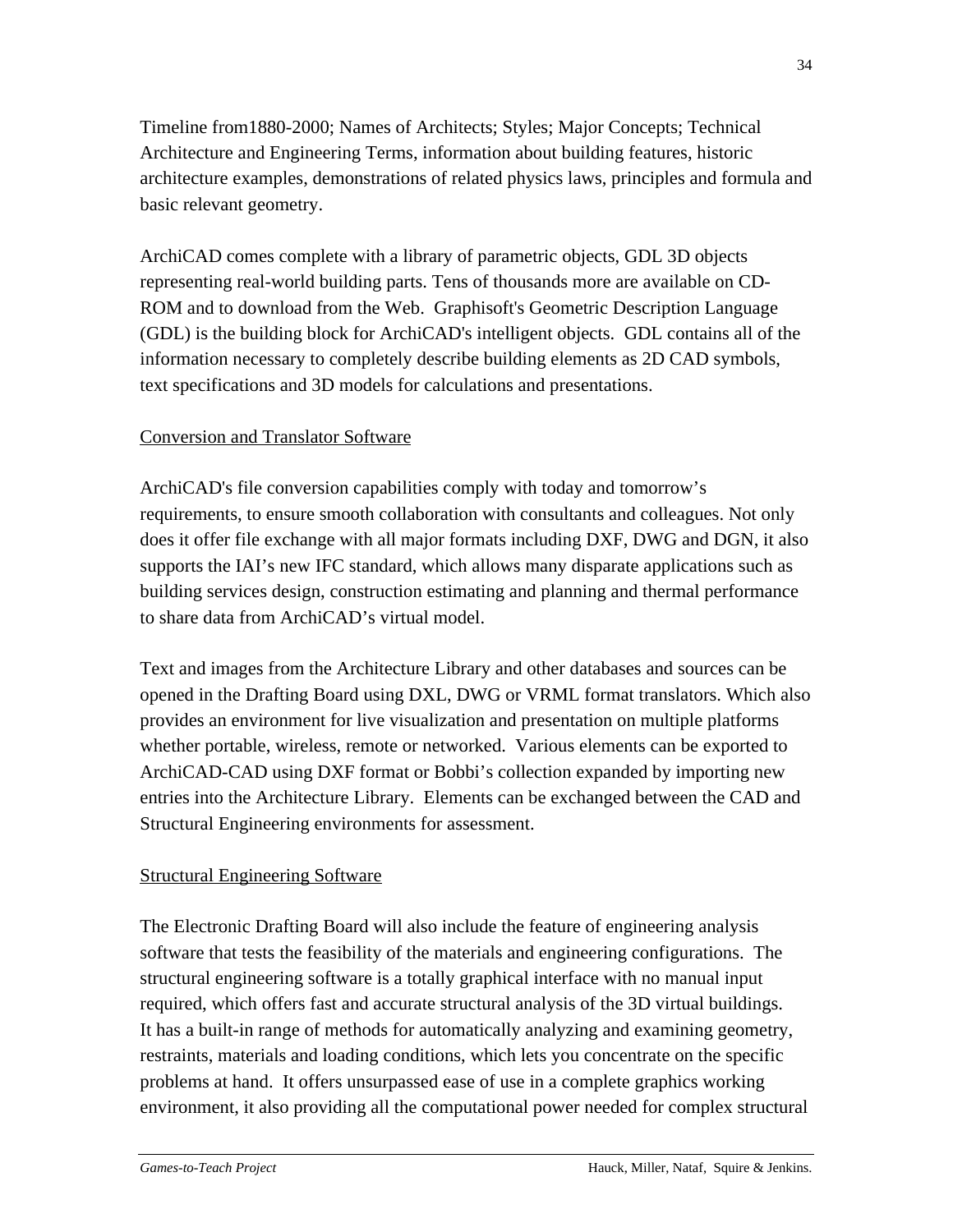Timeline from1880-2000; Names of Architects; Styles; Major Concepts; Technical Architecture and Engineering Terms, information about building features, historic architecture examples, demonstrations of related physics laws, principles and formula and basic relevant geometry.

ArchiCAD comes complete with a library of parametric objects, GDL 3D objects representing real-world building parts. Tens of thousands more are available on CD-ROM and to download from the Web. Graphisoft's Geometric Description Language (GDL) is the building block for ArchiCAD's intelligent objects. GDL contains all of the information necessary to completely describe building elements as 2D CAD symbols, text specifications and 3D models for calculations and presentations.

<u>Conversion and Translator Software</u>

ArchiCAD's file conversion capabilities comply with today and tomorrow's requirements, to ensure smooth collaboration with consultants and colleagues. Not only does it offer file exchange with all major formats including DXF, DWG and DGN, it also supports the IAI's new IFC standard, which allows many disparate applications such as building services design, construction estimating and planning and thermal performance to share data from ArchiCAD's virtual model.

Text and images from the Architecture Library and other databases and sources can be opened in the Drafting Board using DXL, DWG or VRML format translators. Which also provides an environment for live visualization and presentation on multiple platforms whether portable, wireless, remote or networked. Various elements can be exported to ArchiCAD-CAD using DXF format or Bobbi's collection expanded by importing new entries into the Architecture Library. Elements can be exchanged between the CAD and Structural Engineering environments for assessment.

<u>Structural Engineering Software</u>

The Electronic Drafting Board will also include the feature of engineering analysis software that tests the feasibility of the materials and engineering configurations. The structural engineering software is a totally graphical interface with no manual input required, which offers fast and accurate structural analysis of the 3D virtual buildings. It has a built-in range of methods for automatically analyzing and examining geometry, restraints, materials and loading conditions, which lets you concentrate on the specific problems at hand. It offers unsurpassed ease of use in a complete graphics working environment, it also providing all the computational power needed for complex structural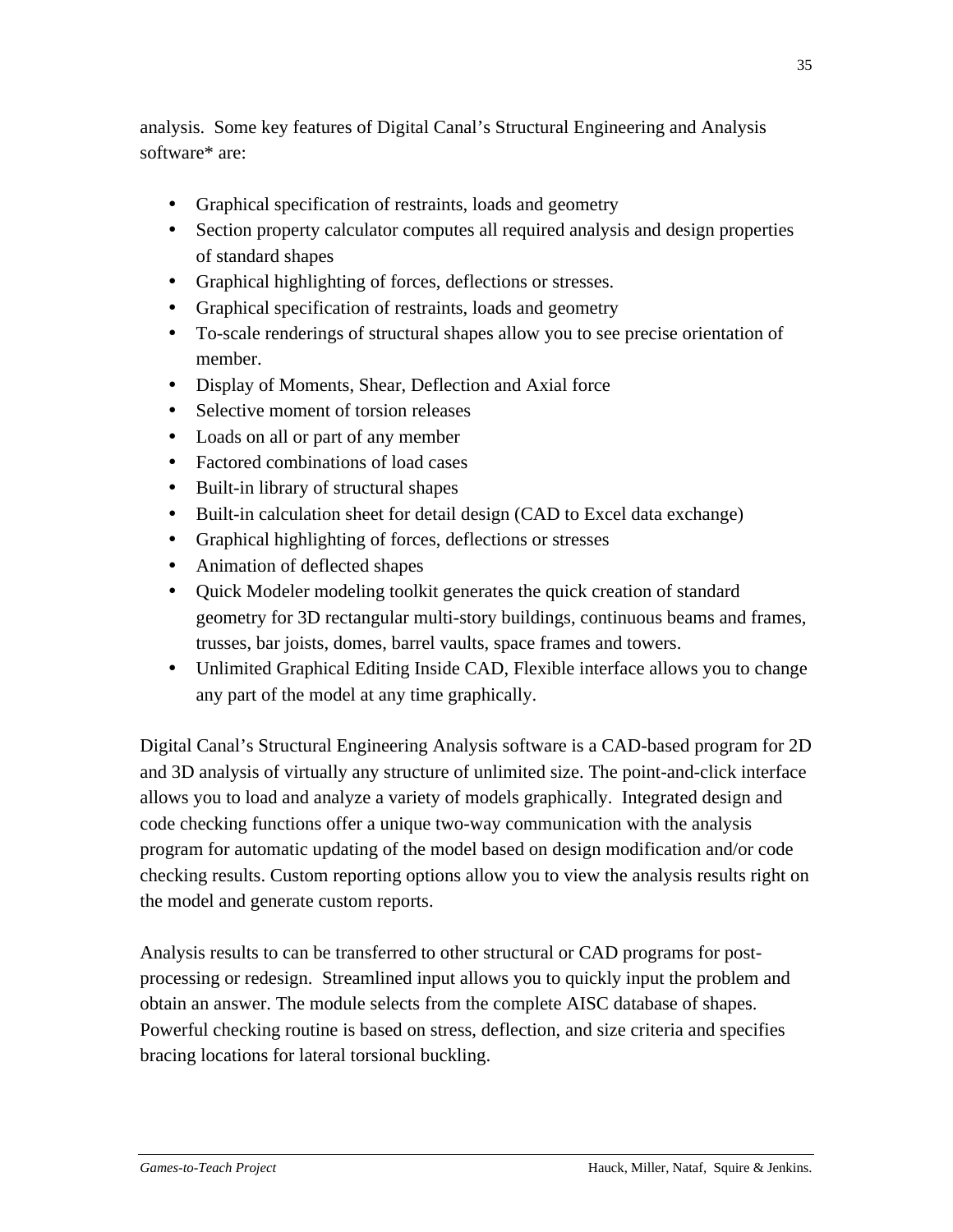analysis. Some key features of Digital Canal's Structural Engineering and Analysis software* are:

- Graphical specification of restraints, loads and geometry
- Section property calculator computes all required analysis and design properties of standard shapes
- Graphical highlighting of forces, deflections or stresses.
- Graphical specification of restraints, loads and geometry
- To-scale renderings of structural shapes allow you to see precise orientation of member.
- Display of Moments, Shear, Deflection and Axial force
- Selective moment of torsion releases
- Loads on all or part of any member
- Factored combinations of load cases
- Built-in library of structural shapes
- Built-in calculation sheet for detail design (CAD to Excel data exchange)
- Graphical highlighting of forces, deflections or stresses
- Animation of deflected shapes
- Quick Modeler modeling toolkit generates the quick creation of standard geometry for 3D rectangular multi-story buildings, continuous beams and frames, trusses, bar joists, domes, barrel vaults, space frames and towers.
- Unlimited Graphical Editing Inside CAD, Flexible interface allows you to change any part of the model at any time graphically.

Digital Canal's Structural Engineering Analysis software is a CAD-based program for 2D and 3D analysis of virtually any structure of unlimited size. The point-and-click interface allows you to load and analyze a variety of models graphically. Integrated design and code checking functions offer a unique two-way communication with the analysis program for automatic updating of the model based on design modification and/or code checking results. Custom reporting options allow you to view the analysis results right on the model and generate custom reports.

Analysis results to can be transferred to other structural or CAD programs for post-processing or redesign. Streamlined input allows you to quickly input the problem and obtain an answer. The module selects from the complete AISC database of shapes. Powerful checking routine is based on stress, deflection, and size criteria and specifies bracing locations for lateral torsional buckling.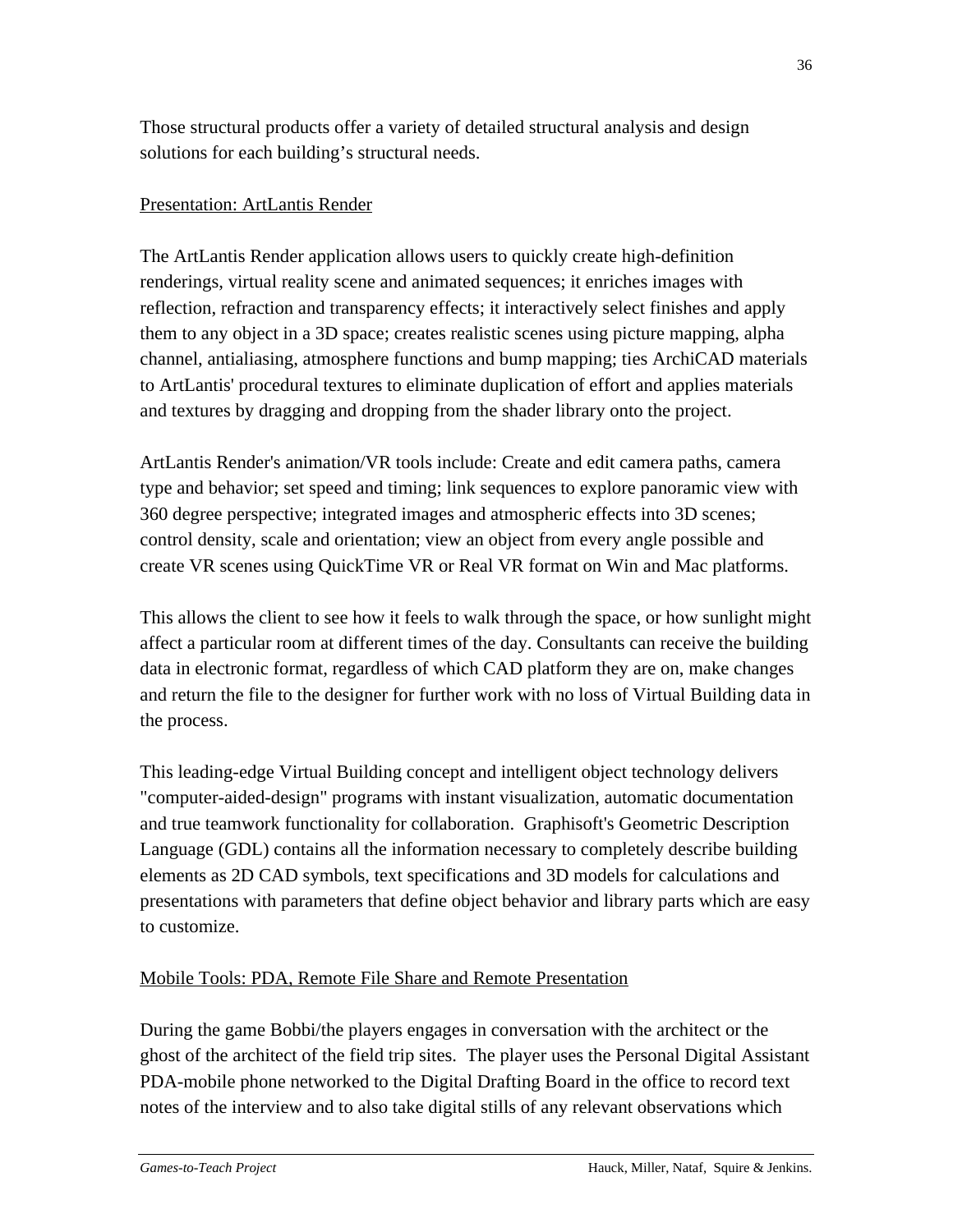Those structural products offer a variety of detailed structural analysis and design solutions for each building's structural needs.

Presentation: ArtLantis Render

The ArtLantis Render application allows users to quickly create high-definition renderings, virtual reality scene and animated sequences; it enriches images with reflection, refraction and transparency effects; it interactively select finishes and apply them to any object in a 3D space; creates realistic scenes using picture mapping, alpha channel, antialiasing, atmosphere functions and bump mapping; ties ArchiCAD materials to ArtLantis' procedural textures to eliminate duplication of effort and applies materials and textures by dragging and dropping from the shader library onto the project.

ArtLantis Render's animation/VR tools include: Create and edit camera paths, camera type and behavior; set speed and timing; link sequences to explore panoramic view with 360 degree perspective; integrated images and atmospheric effects into 3D scenes; control density, scale and orientation; view an object from every angle possible and create VR scenes using QuickTime VR or Real VR format on Win and Mac platforms.

This allows the client to see how it feels to walk through the space, or how sunlight might affect a particular room at different times of the day. Consultants can receive the building data in electronic format, regardless of which CAD platform they are on, make changes and return the file to the designer for further work with no loss of Virtual Building data in the process.

This leading-edge Virtual Building concept and intelligent object technology delivers "computer-aided-design" programs with instant visualization, automatic documentation and true teamwork functionality for collaboration. Graphisoft's Geometric Description Language (GDL) contains all the information necessary to completely describe building elements as 2D CAD symbols, text specifications and 3D models for calculations and presentations with parameters that define object behavior and library parts which are easy to customize.

Mobile Tools: PDA, Remote File Share and Remote Presentation

During the game Bobbi/the players engages in conversation with the architect or the ghost of the architect of the field trip sites. The player uses the Personal Digital Assistant PDA-mobile phone networked to the Digital Drafting Board in the office to record text notes of the interview and to also take digital stills of any relevant observations which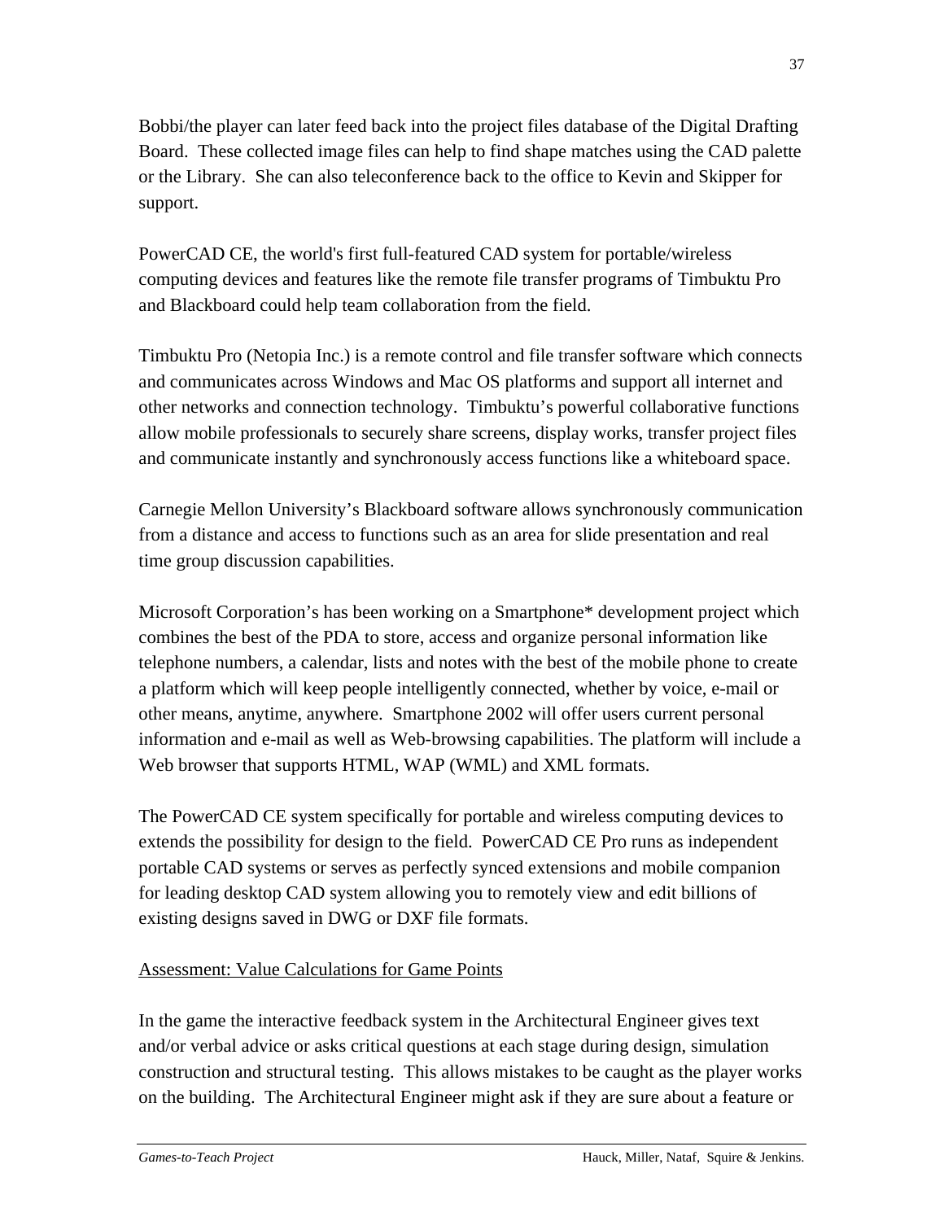Bobbi/the player can later feed back into the project files database of the Digital Drafting Board. These collected image files can help to find shape matches using the CAD palette or the Library. She can also teleconference back to the office to Kevin and Skipper for support.

PowerCAD CE, the world's first full-featured CAD system for portable/wireless computing devices and features like the remote file transfer programs of Timbuktu Pro and Blackboard could help team collaboration from the field.

Timbuktu Pro (Netopia Inc.) is a remote control and file transfer software which connects and communicates across Windows and Mac OS platforms and support all internet and other networks and connection technology. Timbuktu's powerful collaborative functions allow mobile professionals to securely share screens, display works, transfer project files and communicate instantly and synchronously access functions like a whiteboard space.

Carnegie Mellon University's Blackboard software allows synchronously communication from a distance and access to functions such as an area for slide presentation and real time group discussion capabilities.

Microsoft Corporation's has been working on a Smartphone* development project which combines the best of the PDA to store, access and organize personal information like telephone numbers, a calendar, lists and notes with the best of the mobile phone to create a platform which will keep people intelligently connected, whether by voice, e-mail or other means, anytime, anywhere. Smartphone 2002 will offer users current personal information and e-mail as well as Web-browsing capabilities. The platform will include a Web browser that supports HTML, WAP (WML) and XML formats.

The PowerCAD CE system specifically for portable and wireless computing devices to extends the possibility for design to the field. PowerCAD CE Pro runs as independent portable CAD systems or serves as perfectly synced extensions and mobile companion for leading desktop CAD system allowing you to remotely view and edit billions of existing designs saved in DWG or DXF file formats.

<u>Assessment: Value Calculations for Game Points</u>

In the game the interactive feedback system in the Architectural Engineer gives text and/or verbal advice or asks critical questions at each stage during design, simulation construction and structural testing. This allows mistakes to be caught as the player works on the building. The Architectural Engineer might ask if they are sure about a feature or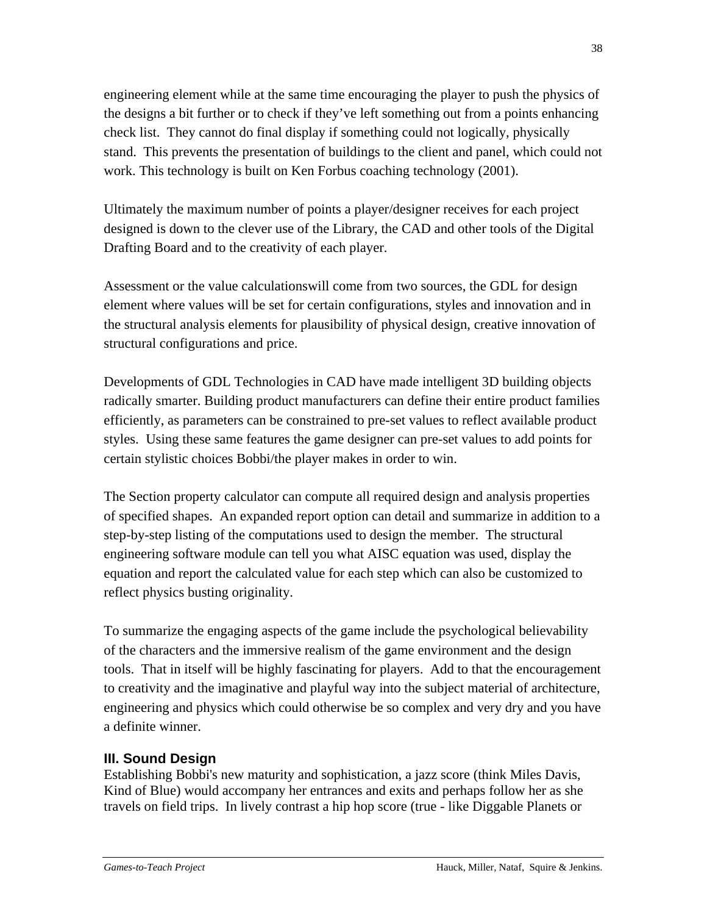engineering element while at the same time encouraging the player to push the physics of the designs a bit further or to check if they've left something out from a points enhancing check list. They cannot do final display if something could not logically, physically stand. This prevents the presentation of buildings to the client and panel, which could not work. This technology is built on Ken Forbus coaching technology (2001).

Ultimately the maximum number of points a player/designer receives for each project designed is down to the clever use of the Library, the CAD and other tools of the Digital Drafting Board and to the creativity of each player.

Assessment or the value calculationswill come from two sources, the GDL for design element where values will be set for certain configurations, styles and innovation and in the structural analysis elements for plausibility of physical design, creative innovation of structural configurations and price.

Developments of GDL Technologies in CAD have made intelligent 3D building objects radically smarter. Building product manufacturers can define their entire product families efficiently, as parameters can be constrained to pre-set values to reflect available product styles. Using these same features the game designer can pre-set values to add points for certain stylistic choices Bobbi/the player makes in order to win.

The Section property calculator can compute all required design and analysis properties of specified shapes. An expanded report option can detail and summarize in addition to a step-by-step listing of the computations used to design the member. The structural engineering software module can tell you what AISC equation was used, display the equation and report the calculated value for each step which can also be customized to reflect physics busting originality.

To summarize the engaging aspects of the game include the psychological believability of the characters and the immersive realism of the game environment and the design tools. That in itself will be highly fascinating for players. Add to that the encouragement to creativity and the imaginative and playful way into the subject material of architecture, engineering and physics which could otherwise be so complex and very dry and you have a definite winner.

### III. Sound Design

Establishing Bobbi's new maturity and sophistication, a jazz score (think Miles Davis, Kind of Blue) would accompany her entrances and exits and perhaps follow her as she travels on field trips. In lively contrast a hip hop score (true - like Diggable Planets or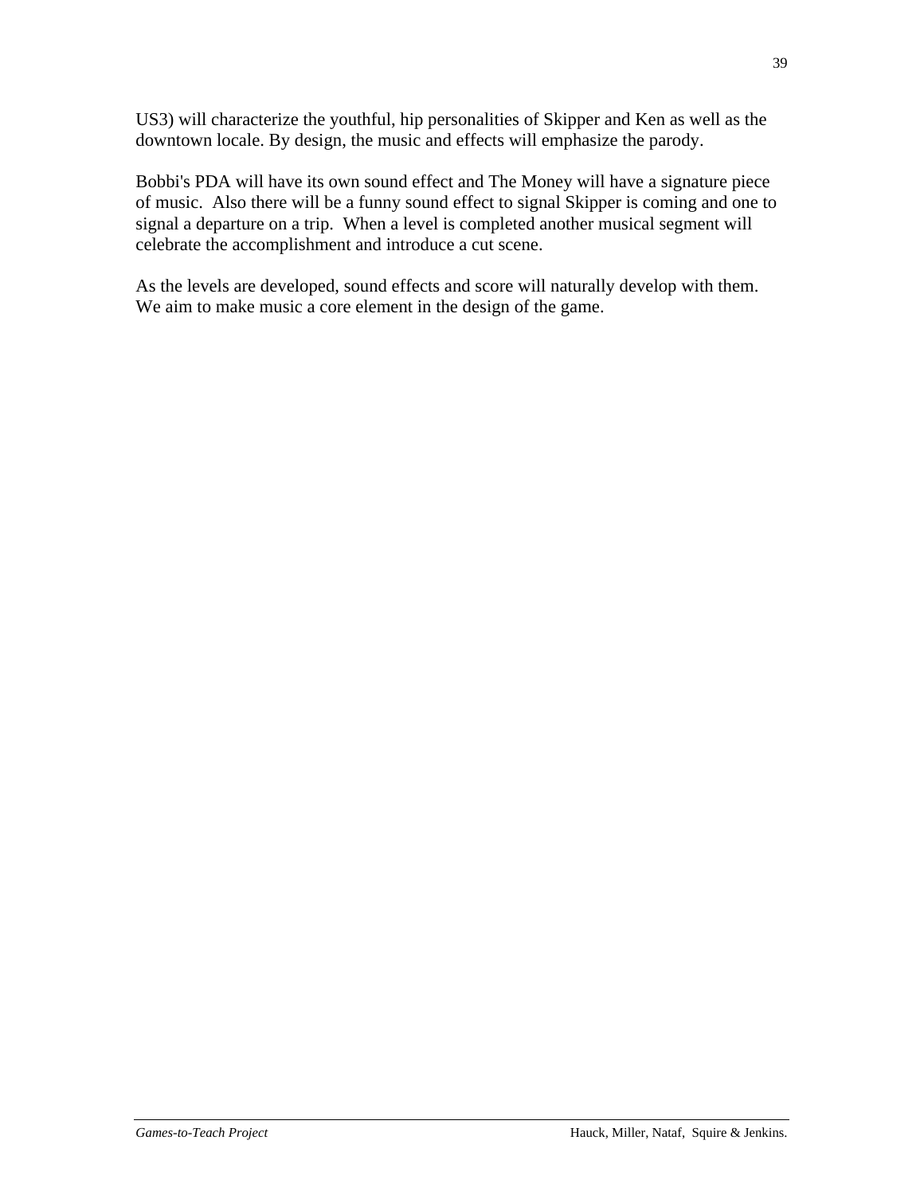US3) will characterize the youthful, hip personalities of Skipper and Ken as well as the downtown locale. By design, the music and effects will emphasize the parody.

Bobbi's PDA will have its own sound effect and The Money will have a signature piece of music. Also there will be a funny sound effect to signal Skipper is coming and one to signal a departure on a trip. When a level is completed another musical segment will celebrate the accomplishment and introduce a cut scene.

As the levels are developed, sound effects and score will naturally develop with them. We aim to make music a core element in the design of the game.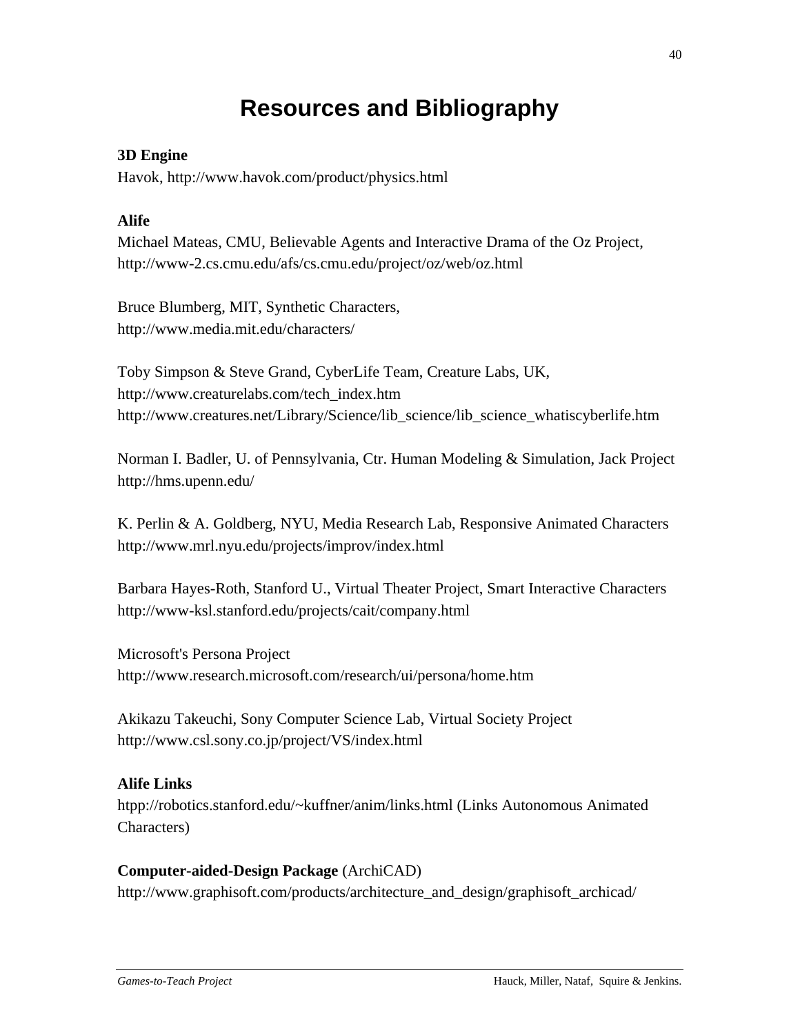# Resources and Bibliography

**3D Engine**
Havok, http://www.havok.com/product/physics.html

**Alife**
Michael Mateas, CMU, Believable Agents and Interactive Drama of the Oz Project,
http://www-2.cs.cmu.edu/afs/cs.cmu.edu/project/oz/web/oz.html

Bruce Blumberg, MIT, Synthetic Characters,
http://www.media.mit.edu/characters/

Toby Simpson & Steve Grand, CyberLife Team, Creature Labs, UK,
http://www.creaturelabs.com/tech_index.htm
http://www.creatures.net/Library/Science/lib_science/lib_science_whatiscyberlife.htm

Norman I. Badler, U. of Pennsylvania, Ctr. Human Modeling & Simulation, Jack Project
http://hms.upenn.edu/

K. Perlin & A. Goldberg, NYU, Media Research Lab, Responsive Animated Characters
http://www.mrl.nyu.edu/projects/improv/index.html

Barbara Hayes-Roth, Stanford U., Virtual Theater Project, Smart Interactive Characters
http://www-ksl.stanford.edu/projects/cait/company.html

Microsoft's Persona Project
http://www.research.microsoft.com/research/ui/persona/home.htm

Akikazu Takeuchi, Sony Computer Science Lab, Virtual Society Project
http://www.csl.sony.co.jp/project/VS/index.html

**Alife Links**
htpp://robotics.stanford.edu/~kuffner/anim/links.html (Links Autonomous Animated Characters)

**Computer-aided-Design Package** (ArchiCAD)
http://www.graphisoft.com/products/architecture_and_design/graphisoft_archicad/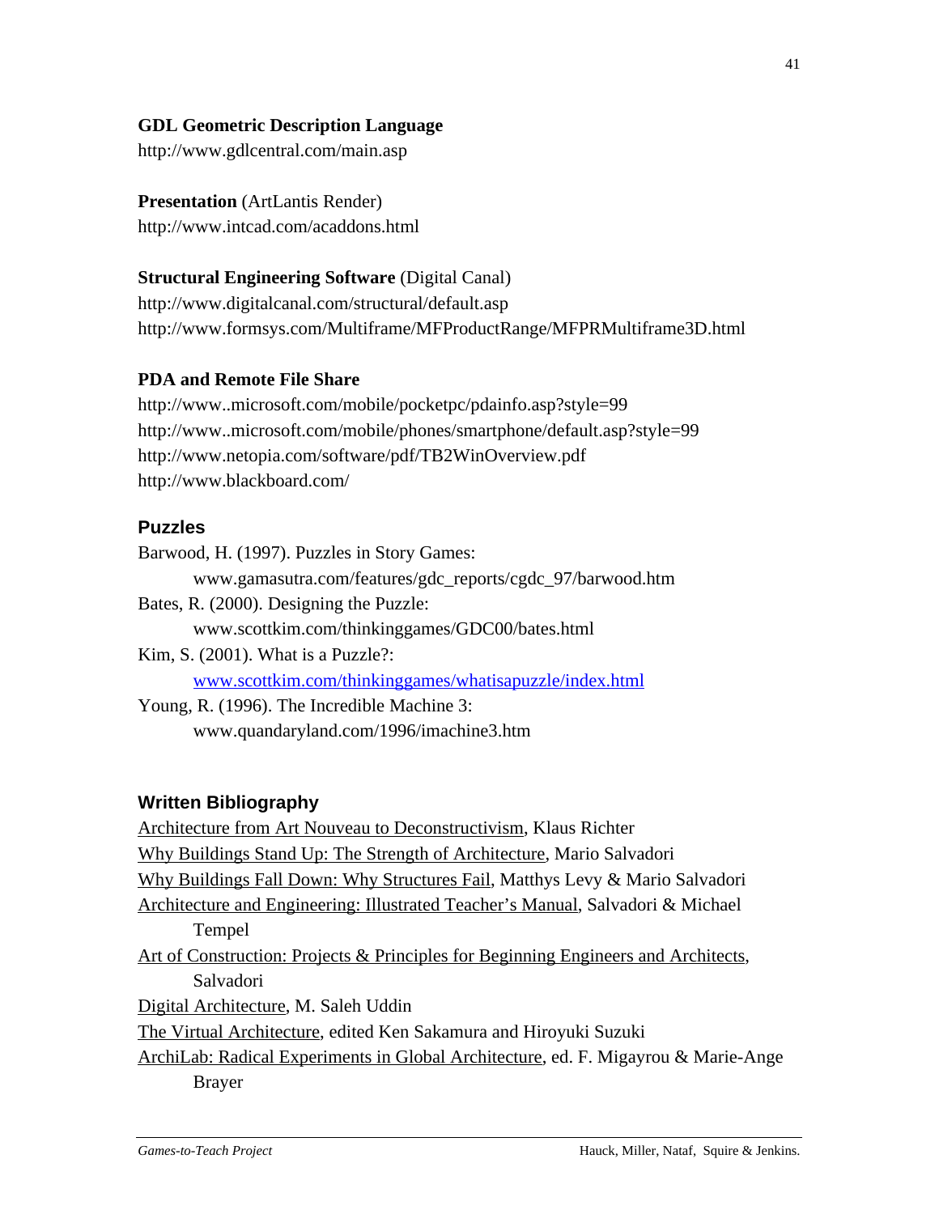**GDL Geometric Description Language**
http://www.gdlcentral.com/main.asp

**Presentation** (ArtLantis Render)
http://www.intcad.com/acaddons.html

**Structural Engineering Software** (Digital Canal)
http://www.digitalcanal.com/structural/default.asp
http://www.formsys.com/Multiframe/MFProductRange/MFPRMultiframe3D.html

**PDA and Remote File Share**
http://www..microsoft.com/mobile/pocketpc/pdainfo.asp?style=99
http://www..microsoft.com/mobile/phones/smartphone/default.asp?style=99
http://www.netopia.com/software/pdf/TB2WinOverview.pdf
http://www.blackboard.com/

## Puzzles

Barwood, H. (1997). Puzzles in Story Games:
    www.gamasutra.com/features/gdc_reports/cgdc_97/barwood.htm
Bates, R. (2000). Designing the Puzzle:
    www.scottkim.com/thinkinggames/GDC00/bates.html
Kim, S. (2001). What is a Puzzle?:
    www.scottkim.com/thinkinggames/whatisapuzzle/index.html
Young, R. (1996). The Incredible Machine 3:
    www.quandaryland.com/1996/imachine3.htm

## Written Bibliography

Architecture from Art Nouveau to Deconstructivism, Klaus Richter
Why Buildings Stand Up: The Strength of Architecture, Mario Salvadori
Why Buildings Fall Down: Why Structures Fail, Matthys Levy & Mario Salvadori
Architecture and Engineering: Illustrated Teacher's Manual, Salvadori & Michael Tempel
Art of Construction: Projects & Principles for Beginning Engineers and Architects, Salvadori
Digital Architecture, M. Saleh Uddin
The Virtual Architecture, edited Ken Sakamura and Hiroyuki Suzuki
ArchiLab: Radical Experiments in Global Architecture, ed. F. Migayrou & Marie-Ange Brayer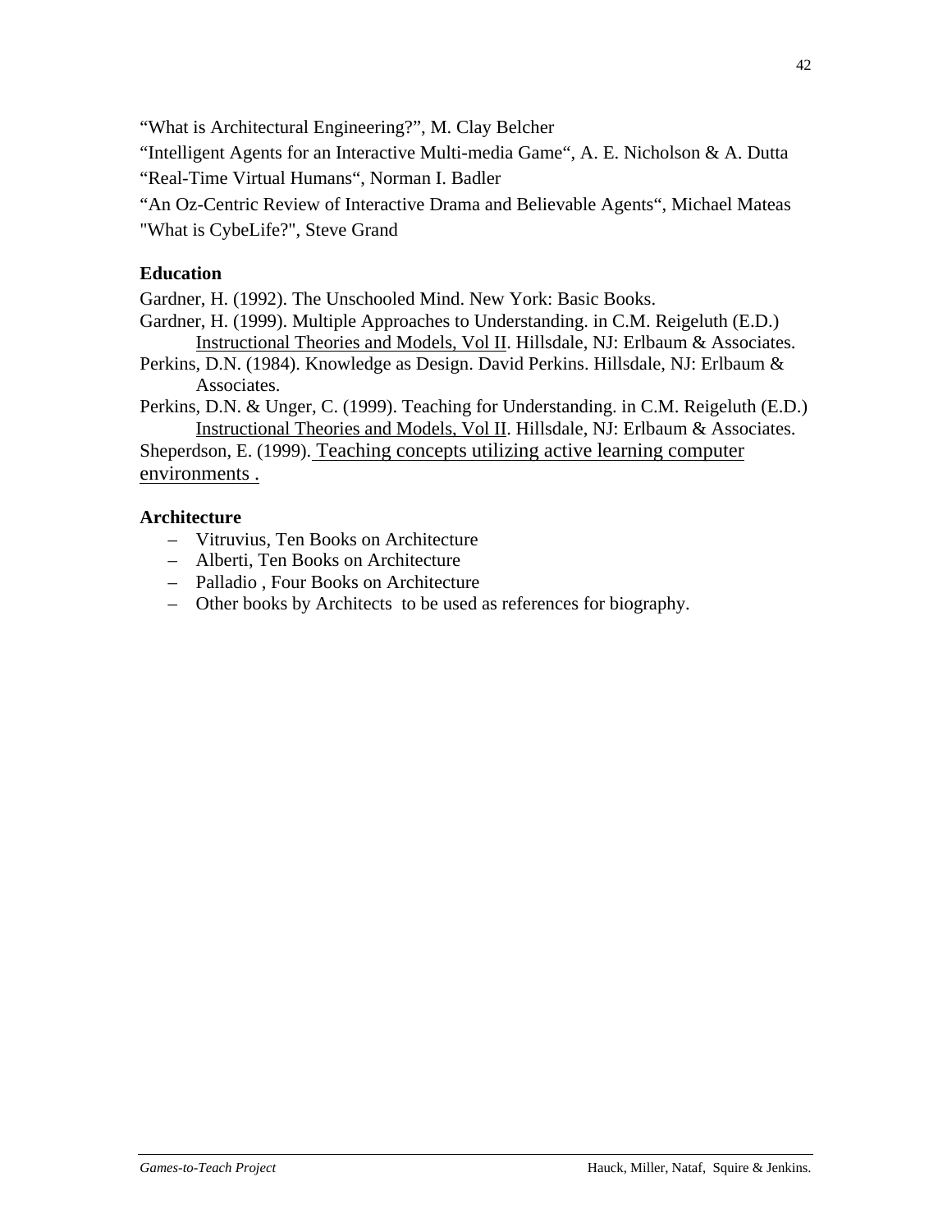"What is Architectural Engineering?", M. Clay Belcher

"Intelligent Agents for an Interactive Multi-media Game", A. E. Nicholson & A. Dutta

"Real-Time Virtual Humans", Norman I. Badler

"An Oz-Centric Review of Interactive Drama and Believable Agents", Michael Mateas

"What is CybeLife?", Steve Grand

**Education**

Gardner, H. (1992). The Unschooled Mind. New York: Basic Books.

Gardner, H. (1999). Multiple Approaches to Understanding. in C.M. Reigeluth (E.D.) Instructional Theories and Models, Vol II. Hillsdale, NJ: Erlbaum & Associates.

Perkins, D.N. (1984). Knowledge as Design. David Perkins. Hillsdale, NJ: Erlbaum & Associates.

Perkins, D.N. & Unger, C. (1999). Teaching for Understanding. in C.M. Reigeluth (E.D.) Instructional Theories and Models, Vol II. Hillsdale, NJ: Erlbaum & Associates.

Sheperdson, E. (1999). Teaching concepts utilizing active learning computer environments .

**Architecture**

- Vitruvius, Ten Books on Architecture
- Alberti, Ten Books on Architecture
- Palladio , Four Books on Architecture
- Other books by Architects to be used as references for biography.